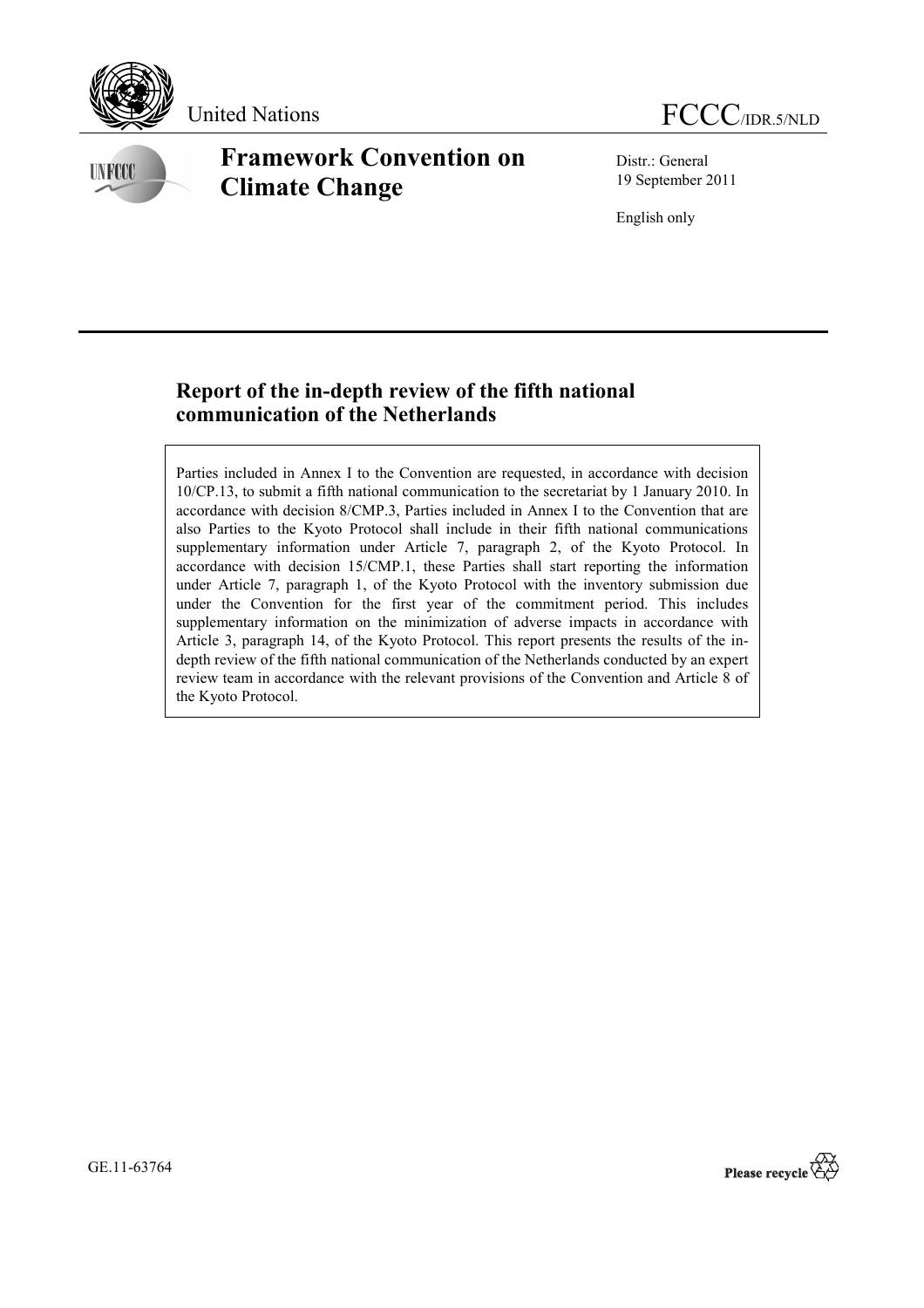United Nations FCCC/IDR.5/NLD

# Framework Convention on Climate Change

Distr.: General
19 September 2011

English only

## Report of the in-depth review of the fifth national communication of the Netherlands

Parties included in Annex I to the Convention are requested, in accordance with decision 10/CP.13, to submit a fifth national communication to the secretariat by 1 January 2010. In accordance with decision 8/CMP.3, Parties included in Annex I to the Convention that are also Parties to the Kyoto Protocol shall include in their fifth national communications supplementary information under Article 7, paragraph 2, of the Kyoto Protocol. In accordance with decision 15/CMP.1, these Parties shall start reporting the information under Article 7, paragraph 1, of the Kyoto Protocol with the inventory submission due under the Convention for the first year of the commitment period. This includes supplementary information on the minimization of adverse impacts in accordance with Article 3, paragraph 14, of the Kyoto Protocol. This report presents the results of the in-depth review of the fifth national communication of the Netherlands conducted by an expert review team in accordance with the relevant provisions of the Convention and Article 8 of the Kyoto Protocol.

GE.11-63764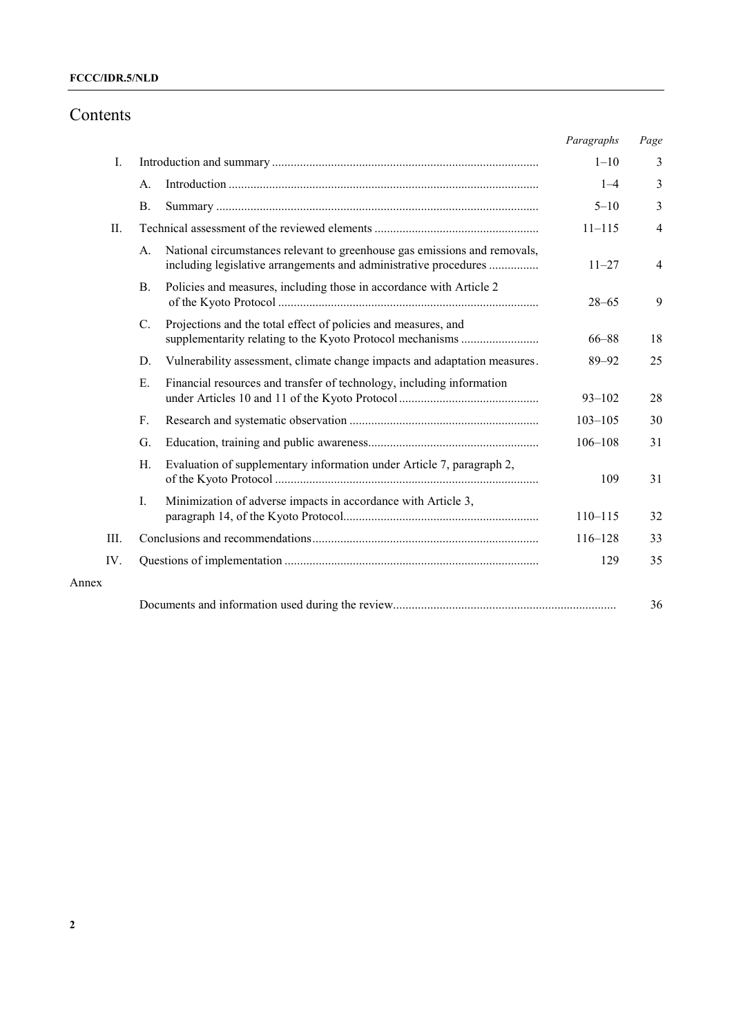# Contents

| | | | Paragraphs | Page |
|---|---|---|---|---|
| I. | Introduction and summary | | 1–10 | 3 |
| | A. | Introduction | 1–4 | 3 |
| | B. | Summary | 5–10 | 3 |
| II. | Technical assessment of the reviewed elements | | 11–115 | 4 |
| | A. | National circumstances relevant to greenhouse gas emissions and removals, including legislative arrangements and administrative procedures | 11–27 | 4 |
| | B. | Policies and measures, including those in accordance with Article 2 of the Kyoto Protocol | 28–65 | 9 |
| | C. | Projections and the total effect of policies and measures, and supplementarity relating to the Kyoto Protocol mechanisms | 66–88 | 18 |
| | D. | Vulnerability assessment, climate change impacts and adaptation measures | 89–92 | 25 |
| | E. | Financial resources and transfer of technology, including information under Articles 10 and 11 of the Kyoto Protocol | 93–102 | 28 |
| | F. | Research and systematic observation | 103–105 | 30 |
| | G. | Education, training and public awareness | 106–108 | 31 |
| | H. | Evaluation of supplementary information under Article 7, paragraph 2, of the Kyoto Protocol | 109 | 31 |
| | I. | Minimization of adverse impacts in accordance with Article 3, paragraph 14, of the Kyoto Protocol | 110–115 | 32 |
| III. | Conclusions and recommendations | | 116–128 | 33 |
| IV. | Questions of implementation | | 129 | 35 |
| Annex | | | | |
| | Documents and information used during the review | | | 36 |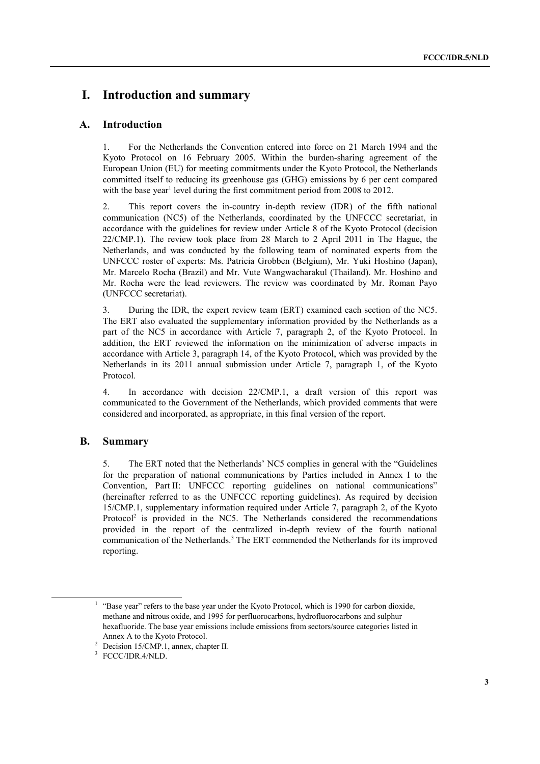# I. Introduction and summary

## A. Introduction

1. For the Netherlands the Convention entered into force on 21 March 1994 and the Kyoto Protocol on 16 February 2005. Within the burden-sharing agreement of the European Union (EU) for meeting commitments under the Kyoto Protocol, the Netherlands committed itself to reducing its greenhouse gas (GHG) emissions by 6 per cent compared with the base year[1] level during the first commitment period from 2008 to 2012.

2. This report covers the in-country in-depth review (IDR) of the fifth national communication (NC5) of the Netherlands, coordinated by the UNFCCC secretariat, in accordance with the guidelines for review under Article 8 of the Kyoto Protocol (decision 22/CMP.1). The review took place from 28 March to 2 April 2011 in The Hague, the Netherlands, and was conducted by the following team of nominated experts from the UNFCCC roster of experts: Ms. Patricia Grobben (Belgium), Mr. Yuki Hoshino (Japan), Mr. Marcelo Rocha (Brazil) and Mr. Vute Wangwacharakul (Thailand). Mr. Hoshino and Mr. Rocha were the lead reviewers. The review was coordinated by Mr. Roman Payo (UNFCCC secretariat).

3. During the IDR, the expert review team (ERT) examined each section of the NC5. The ERT also evaluated the supplementary information provided by the Netherlands as a part of the NC5 in accordance with Article 7, paragraph 2, of the Kyoto Protocol. In addition, the ERT reviewed the information on the minimization of adverse impacts in accordance with Article 3, paragraph 14, of the Kyoto Protocol, which was provided by the Netherlands in its 2011 annual submission under Article 7, paragraph 1, of the Kyoto Protocol.

4. In accordance with decision 22/CMP.1, a draft version of this report was communicated to the Government of the Netherlands, which provided comments that were considered and incorporated, as appropriate, in this final version of the report.

## B. Summary

5. The ERT noted that the Netherlands' NC5 complies in general with the "Guidelines for the preparation of national communications by Parties included in Annex I to the Convention, Part II: UNFCCC reporting guidelines on national communications" (hereinafter referred to as the UNFCCC reporting guidelines). As required by decision 15/CMP.1, supplementary information required under Article 7, paragraph 2, of the Kyoto Protocol[2] is provided in the NC5. The Netherlands considered the recommendations provided in the report of the centralized in-depth review of the fourth national communication of the Netherlands.[3] The ERT commended the Netherlands for its improved reporting.

---

[1] "Base year" refers to the base year under the Kyoto Protocol, which is 1990 for carbon dioxide, methane and nitrous oxide, and 1995 for perfluorocarbons, hydrofluorocarbons and sulphur hexafluoride. The base year emissions include emissions from sectors/source categories listed in Annex A to the Kyoto Protocol.

[2] Decision 15/CMP.1, annex, chapter II.

[3] FCCC/IDR.4/NLD.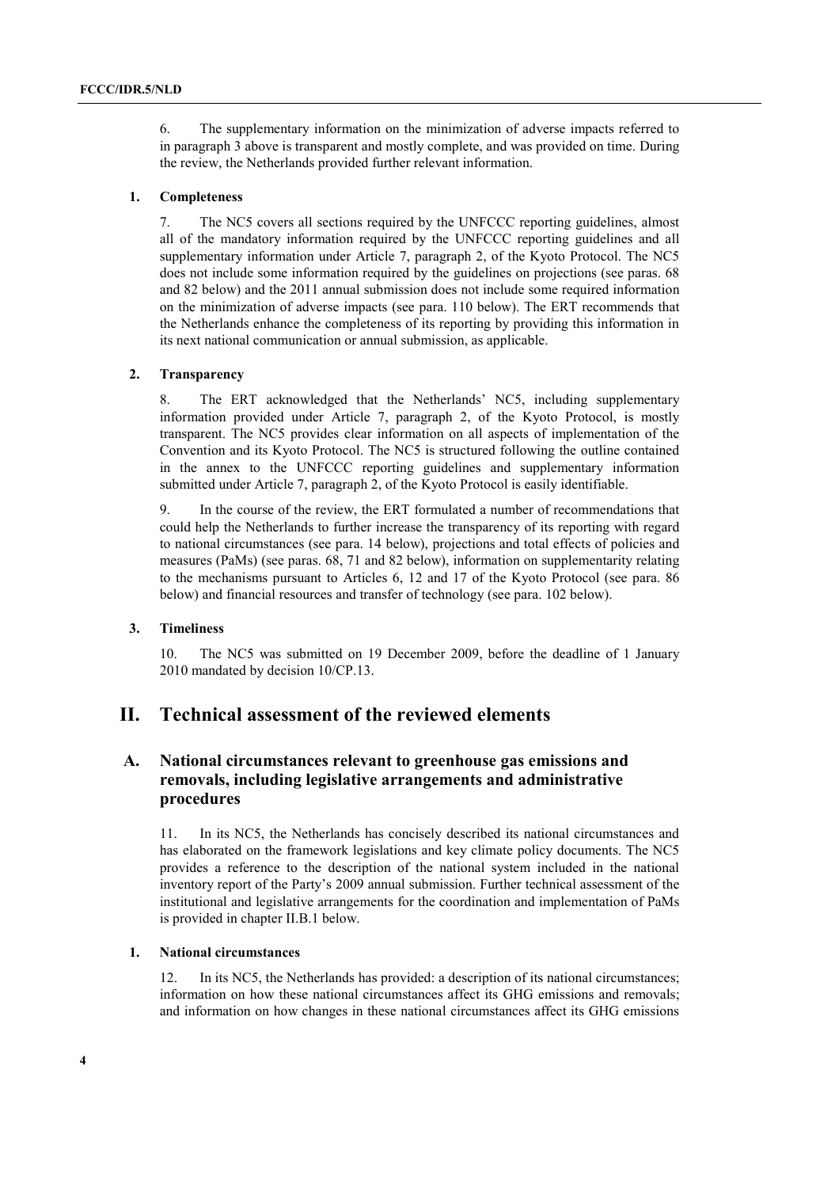6. The supplementary information on the minimization of adverse impacts referred to in paragraph 3 above is transparent and mostly complete, and was provided on time. During the review, the Netherlands provided further relevant information.

### 1. Completeness

7. The NC5 covers all sections required by the UNFCCC reporting guidelines, almost all of the mandatory information required by the UNFCCC reporting guidelines and all supplementary information under Article 7, paragraph 2, of the Kyoto Protocol. The NC5 does not include some information required by the guidelines on projections (see paras. 68 and 82 below) and the 2011 annual submission does not include some required information on the minimization of adverse impacts (see para. 110 below). The ERT recommends that the Netherlands enhance the completeness of its reporting by providing this information in its next national communication or annual submission, as applicable.

### 2. Transparency

8. The ERT acknowledged that the Netherlands' NC5, including supplementary information provided under Article 7, paragraph 2, of the Kyoto Protocol, is mostly transparent. The NC5 provides clear information on all aspects of implementation of the Convention and its Kyoto Protocol. The NC5 is structured following the outline contained in the annex to the UNFCCC reporting guidelines and supplementary information submitted under Article 7, paragraph 2, of the Kyoto Protocol is easily identifiable.

9. In the course of the review, the ERT formulated a number of recommendations that could help the Netherlands to further increase the transparency of its reporting with regard to national circumstances (see para. 14 below), projections and total effects of policies and measures (PaMs) (see paras. 68, 71 and 82 below), information on supplementarity relating to the mechanisms pursuant to Articles 6, 12 and 17 of the Kyoto Protocol (see para. 86 below) and financial resources and transfer of technology (see para. 102 below).

### 3. Timeliness

10. The NC5 was submitted on 19 December 2009, before the deadline of 1 January 2010 mandated by decision 10/CP.13.

# II. Technical assessment of the reviewed elements

## A. National circumstances relevant to greenhouse gas emissions and removals, including legislative arrangements and administrative procedures

11. In its NC5, the Netherlands has concisely described its national circumstances and has elaborated on the framework legislations and key climate policy documents. The NC5 provides a reference to the description of the national system included in the national inventory report of the Party's 2009 annual submission. Further technical assessment of the institutional and legislative arrangements for the coordination and implementation of PaMs is provided in chapter II.B.1 below.

### 1. National circumstances

12. In its NC5, the Netherlands has provided: a description of its national circumstances; information on how these national circumstances affect its GHG emissions and removals; and information on how changes in these national circumstances affect its GHG emissions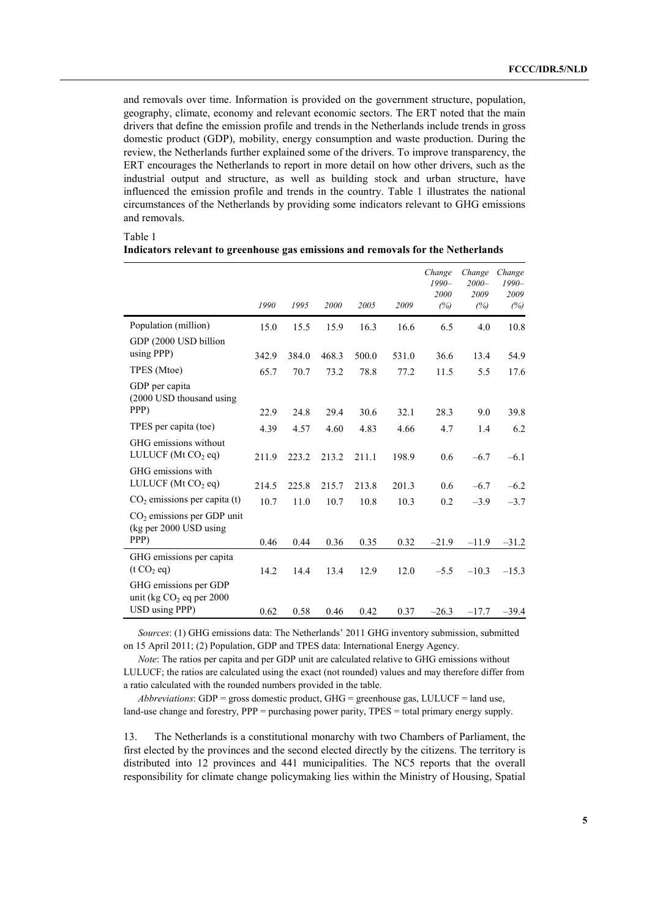and removals over time. Information is provided on the government structure, population, geography, climate, economy and relevant economic sectors. The ERT noted that the main drivers that define the emission profile and trends in the Netherlands include trends in gross domestic product (GDP), mobility, energy consumption and waste production. During the review, the Netherlands further explained some of the drivers. To improve transparency, the ERT encourages the Netherlands to report in more detail on how other drivers, such as the industrial output and structure, as well as building stock and urban structure, have influenced the emission profile and trends in the country. Table 1 illustrates the national circumstances of the Netherlands by providing some indicators relevant to GHG emissions and removals.

Table 1
**Indicators relevant to greenhouse gas emissions and removals for the Netherlands**

| | *1990* | *1995* | *2000* | *2005* | *2009* | *Change 1990–2000 (%)* | *Change 2000–2009 (%)* | *Change 1990–2009 (%)* |
|---|---|---|---|---|---|---|---|---|
| Population (million) | 15.0 | 15.5 | 15.9 | 16.3 | 16.6 | 6.5 | 4.0 | 10.8 |
| GDP (2000 USD billion using PPP) | 342.9 | 384.0 | 468.3 | 500.0 | 531.0 | 36.6 | 13.4 | 54.9 |
| TPES (Mtoe) | 65.7 | 70.7 | 73.2 | 78.8 | 77.2 | 11.5 | 5.5 | 17.6 |
| GDP per capita (2000 USD thousand using PPP) | 22.9 | 24.8 | 29.4 | 30.6 | 32.1 | 28.3 | 9.0 | 39.8 |
| TPES per capita (toe) | 4.39 | 4.57 | 4.60 | 4.83 | 4.66 | 4.7 | 1.4 | 6.2 |
| GHG emissions without LULUCF (Mt $CO_2$ eq) | 211.9 | 223.2 | 213.2 | 211.1 | 198.9 | 0.6 | –6.7 | –6.1 |
| GHG emissions with LULUCF (Mt $CO_2$ eq) | 214.5 | 225.8 | 215.7 | 213.8 | 201.3 | 0.6 | –6.7 | –6.2 |
| $CO_2$ emissions per capita (t) | 10.7 | 11.0 | 10.7 | 10.8 | 10.3 | 0.2 | –3.9 | –3.7 |
| $CO_2$ emissions per GDP unit (kg per 2000 USD using PPP) | 0.46 | 0.44 | 0.36 | 0.35 | 0.32 | –21.9 | –11.9 | –31.2 |
| GHG emissions per capita (t $CO_2$ eq) | 14.2 | 14.4 | 13.4 | 12.9 | 12.0 | –5.5 | –10.3 | –15.3 |
| GHG emissions per GDP unit (kg $CO_2$ eq per 2000 USD using PPP) | 0.62 | 0.58 | 0.46 | 0.42 | 0.37 | –26.3 | –17.7 | –39.4 |

*Sources*: (1) GHG emissions data: The Netherlands' 2011 GHG inventory submission, submitted on 15 April 2011; (2) Population, GDP and TPES data: International Energy Agency.

*Note*: The ratios per capita and per GDP unit are calculated relative to GHG emissions without LULUCF; the ratios are calculated using the exact (not rounded) values and may therefore differ from a ratio calculated with the rounded numbers provided in the table.

*Abbreviations*: GDP = gross domestic product, GHG = greenhouse gas, LULUCF = land use, land-use change and forestry, PPP = purchasing power parity, TPES = total primary energy supply.

13. The Netherlands is a constitutional monarchy with two Chambers of Parliament, the first elected by the provinces and the second elected directly by the citizens. The territory is distributed into 12 provinces and 441 municipalities. The NC5 reports that the overall responsibility for climate change policymaking lies within the Ministry of Housing, Spatial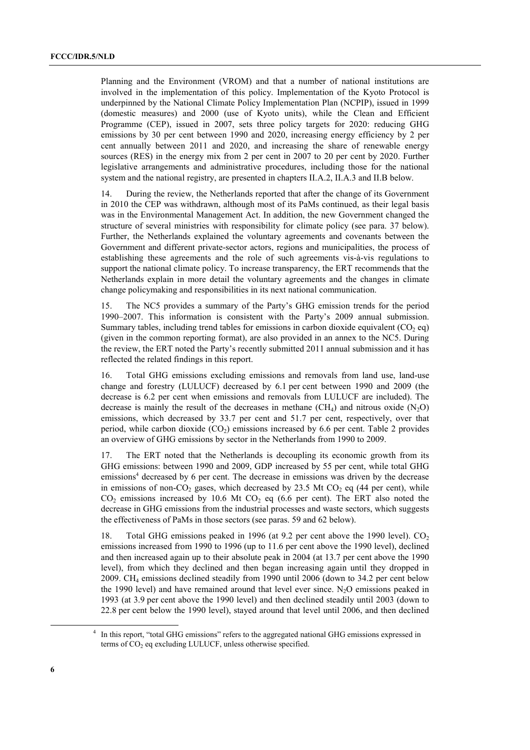Planning and the Environment (VROM) and that a number of national institutions are involved in the implementation of this policy. Implementation of the Kyoto Protocol is underpinned by the National Climate Policy Implementation Plan (NCPIP), issued in 1999 (domestic measures) and 2000 (use of Kyoto units), while the Clean and Efficient Programme (CEP), issued in 2007, sets three policy targets for 2020: reducing GHG emissions by 30 per cent between 1990 and 2020, increasing energy efficiency by 2 per cent annually between 2011 and 2020, and increasing the share of renewable energy sources (RES) in the energy mix from 2 per cent in 2007 to 20 per cent by 2020. Further legislative arrangements and administrative procedures, including those for the national system and the national registry, are presented in chapters II.A.2, II.A.3 and II.B below.

14. During the review, the Netherlands reported that after the change of its Government in 2010 the CEP was withdrawn, although most of its PaMs continued, as their legal basis was in the Environmental Management Act. In addition, the new Government changed the structure of several ministries with responsibility for climate policy (see para. 37 below). Further, the Netherlands explained the voluntary agreements and covenants between the Government and different private-sector actors, regions and municipalities, the process of establishing these agreements and the role of such agreements vis-à-vis regulations to support the national climate policy. To increase transparency, the ERT recommends that the Netherlands explain in more detail the voluntary agreements and the changes in climate change policymaking and responsibilities in its next national communication.

15. The NC5 provides a summary of the Party's GHG emission trends for the period 1990–2007. This information is consistent with the Party's 2009 annual submission. Summary tables, including trend tables for emissions in carbon dioxide equivalent ($CO_2$ eq) (given in the common reporting format), are also provided in an annex to the NC5. During the review, the ERT noted the Party's recently submitted 2011 annual submission and it has reflected the related findings in this report.

16. Total GHG emissions excluding emissions and removals from land use, land-use change and forestry (LULUCF) decreased by 6.1 per cent between 1990 and 2009 (the decrease is 6.2 per cent when emissions and removals from LULUCF are included). The decrease is mainly the result of the decreases in methane ($CH_4$) and nitrous oxide ($N_2O$) emissions, which decreased by 33.7 per cent and 51.7 per cent, respectively, over that period, while carbon dioxide ($CO_2$) emissions increased by 6.6 per cent. Table 2 provides an overview of GHG emissions by sector in the Netherlands from 1990 to 2009.

17. The ERT noted that the Netherlands is decoupling its economic growth from its GHG emissions: between 1990 and 2009, GDP increased by 55 per cent, while total GHG emissions[4] decreased by 6 per cent. The decrease in emissions was driven by the decrease in emissions of non-$CO_2$ gases, which decreased by 23.5 Mt $CO_2$ eq (44 per cent), while $CO_2$ emissions increased by 10.6 Mt $CO_2$ eq (6.6 per cent). The ERT also noted the decrease in GHG emissions from the industrial processes and waste sectors, which suggests the effectiveness of PaMs in those sectors (see paras. 59 and 62 below).

18. Total GHG emissions peaked in 1996 (at 9.2 per cent above the 1990 level). $CO_2$ emissions increased from 1990 to 1996 (up to 11.6 per cent above the 1990 level), declined and then increased again up to their absolute peak in 2004 (at 13.7 per cent above the 1990 level), from which they declined and then began increasing again until they dropped in 2009. $CH_4$ emissions declined steadily from 1990 until 2006 (down to 34.2 per cent below the 1990 level) and have remained around that level ever since. $N_2O$ emissions peaked in 1993 (at 3.9 per cent above the 1990 level) and then declined steadily until 2003 (down to 22.8 per cent below the 1990 level), stayed around that level until 2006, and then declined

[4] In this report, "total GHG emissions" refers to the aggregated national GHG emissions expressed in terms of $CO_2$ eq excluding LULUCF, unless otherwise specified.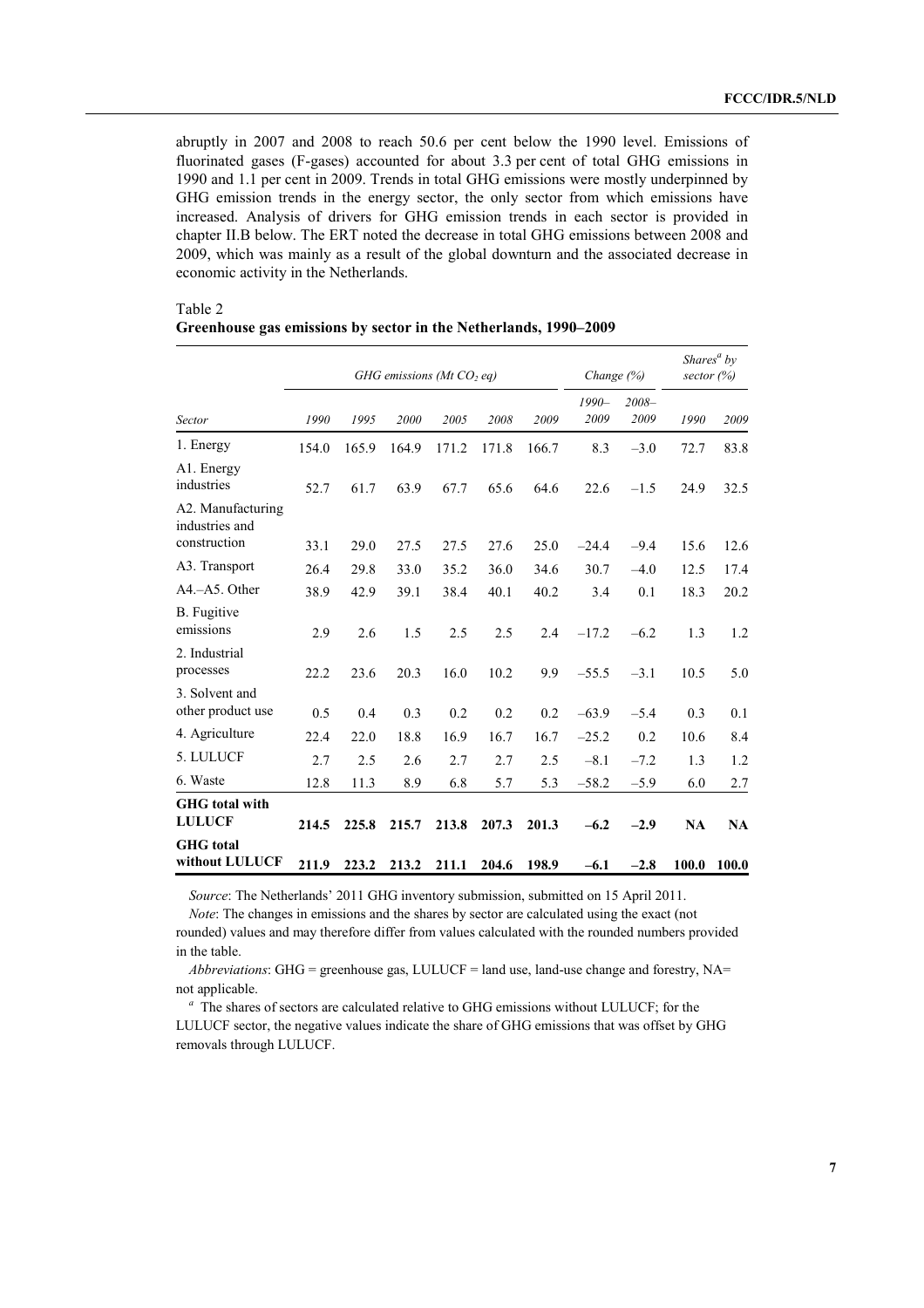abruptly in 2007 and 2008 to reach 50.6 per cent below the 1990 level. Emissions of fluorinated gases (F-gases) accounted for about 3.3 per cent of total GHG emissions in 1990 and 1.1 per cent in 2009. Trends in total GHG emissions were mostly underpinned by GHG emission trends in the energy sector, the only sector from which emissions have increased. Analysis of drivers for GHG emission trends in each sector is provided in chapter II.B below. The ERT noted the decrease in total GHG emissions between 2008 and 2009, which was mainly as a result of the global downturn and the associated decrease in economic activity in the Netherlands.

Table 2
**Greenhouse gas emissions by sector in the Netherlands, 1990–2009**

| | *GHG emissions (Mt $CO_2$ eq)* | | | | | | *Change (%)* | | *Shares[a] by sector (%)* | |
|---|---|---|---|---|---|---|---|---|---|---|
| *Sector* | *1990* | *1995* | *2000* | *2005* | *2008* | *2009* | *1990–2009* | *2008–2009* | *1990* | *2009* |
| 1. Energy | 154.0 | 165.9 | 164.9 | 171.2 | 171.8 | 166.7 | 8.3 | –3.0 | 72.7 | 83.8 |
| A1. Energy industries | 52.7 | 61.7 | 63.9 | 67.7 | 65.6 | 64.6 | 22.6 | –1.5 | 24.9 | 32.5 |
| A2. Manufacturing industries and construction | 33.1 | 29.0 | 27.5 | 27.5 | 27.6 | 25.0 | –24.4 | –9.4 | 15.6 | 12.6 |
| A3. Transport | 26.4 | 29.8 | 33.0 | 35.2 | 36.0 | 34.6 | 30.7 | –4.0 | 12.5 | 17.4 |
| A4.–A5. Other | 38.9 | 42.9 | 39.1 | 38.4 | 40.1 | 40.2 | 3.4 | 0.1 | 18.3 | 20.2 |
| B. Fugitive emissions | 2.9 | 2.6 | 1.5 | 2.5 | 2.5 | 2.4 | –17.2 | –6.2 | 1.3 | 1.2 |
| 2. Industrial processes | 22.2 | 23.6 | 20.3 | 16.0 | 10.2 | 9.9 | –55.5 | –3.1 | 10.5 | 5.0 |
| 3. Solvent and other product use | 0.5 | 0.4 | 0.3 | 0.2 | 0.2 | 0.2 | –63.9 | –5.4 | 0.3 | 0.1 |
| 4. Agriculture | 22.4 | 22.0 | 18.8 | 16.9 | 16.7 | 16.7 | –25.2 | 0.2 | 10.6 | 8.4 |
| 5. LULUCF | 2.7 | 2.5 | 2.6 | 2.7 | 2.7 | 2.5 | –8.1 | –7.2 | 1.3 | 1.2 |
| 6. Waste | 12.8 | 11.3 | 8.9 | 6.8 | 5.7 | 5.3 | –58.2 | –5.9 | 6.0 | 2.7 |
| **GHG total with LULUCF** | **214.5** | **225.8** | **215.7** | **213.8** | **207.3** | **201.3** | **–6.2** | **–2.9** | **NA** | **NA** |
| **GHG total without LULUCF** | **211.9** | **223.2** | **213.2** | **211.1** | **204.6** | **198.9** | **–6.1** | **–2.8** | **100.0** | **100.0** |

*Source*: The Netherlands' 2011 GHG inventory submission, submitted on 15 April 2011.

*Note*: The changes in emissions and the shares by sector are calculated using the exact (not rounded) values and may therefore differ from values calculated with the rounded numbers provided in the table.

*Abbreviations*: GHG = greenhouse gas, LULUCF = land use, land-use change and forestry, NA= not applicable.

[a] The shares of sectors are calculated relative to GHG emissions without LULUCF; for the LULUCF sector, the negative values indicate the share of GHG emissions that was offset by GHG removals through LULUCF.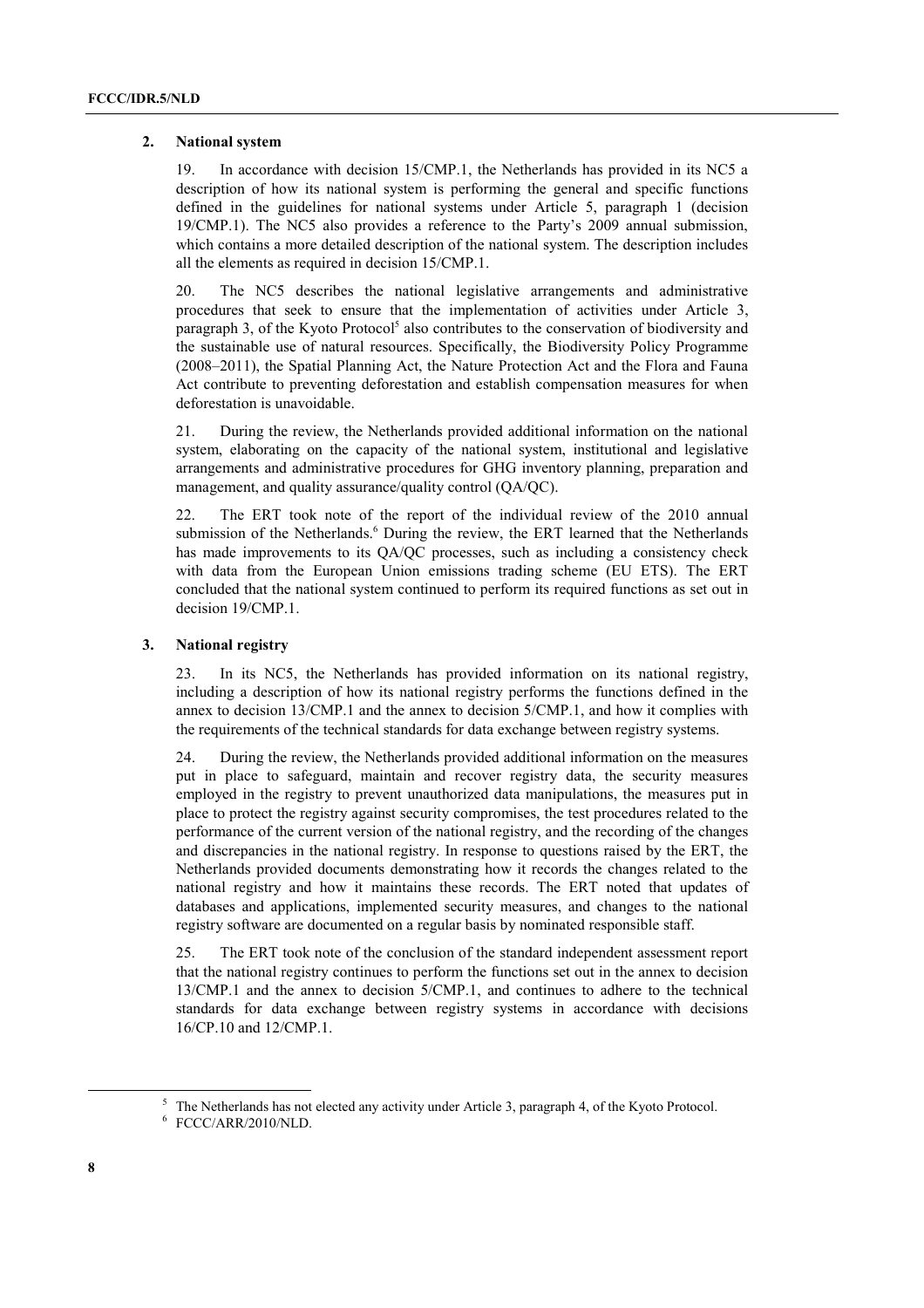### 2. National system

19. In accordance with decision 15/CMP.1, the Netherlands has provided in its NC5 a description of how its national system is performing the general and specific functions defined in the guidelines for national systems under Article 5, paragraph 1 (decision 19/CMP.1). The NC5 also provides a reference to the Party's 2009 annual submission, which contains a more detailed description of the national system. The description includes all the elements as required in decision 15/CMP.1.

20. The NC5 describes the national legislative arrangements and administrative procedures that seek to ensure that the implementation of activities under Article 3, paragraph 3, of the Kyoto Protocol[5] also contributes to the conservation of biodiversity and the sustainable use of natural resources. Specifically, the Biodiversity Policy Programme (2008–2011), the Spatial Planning Act, the Nature Protection Act and the Flora and Fauna Act contribute to preventing deforestation and establish compensation measures for when deforestation is unavoidable.

21. During the review, the Netherlands provided additional information on the national system, elaborating on the capacity of the national system, institutional and legislative arrangements and administrative procedures for GHG inventory planning, preparation and management, and quality assurance/quality control (QA/QC).

22. The ERT took note of the report of the individual review of the 2010 annual submission of the Netherlands.[6] During the review, the ERT learned that the Netherlands has made improvements to its QA/QC processes, such as including a consistency check with data from the European Union emissions trading scheme (EU ETS). The ERT concluded that the national system continued to perform its required functions as set out in decision 19/CMP.1.

### 3. National registry

23. In its NC5, the Netherlands has provided information on its national registry, including a description of how its national registry performs the functions defined in the annex to decision 13/CMP.1 and the annex to decision 5/CMP.1, and how it complies with the requirements of the technical standards for data exchange between registry systems.

24. During the review, the Netherlands provided additional information on the measures put in place to safeguard, maintain and recover registry data, the security measures employed in the registry to prevent unauthorized data manipulations, the measures put in place to protect the registry against security compromises, the test procedures related to the performance of the current version of the national registry, and the recording of the changes and discrepancies in the national registry. In response to questions raised by the ERT, the Netherlands provided documents demonstrating how it records the changes related to the national registry and how it maintains these records. The ERT noted that updates of databases and applications, implemented security measures, and changes to the national registry software are documented on a regular basis by nominated responsible staff.

25. The ERT took note of the conclusion of the standard independent assessment report that the national registry continues to perform the functions set out in the annex to decision 13/CMP.1 and the annex to decision 5/CMP.1, and continues to adhere to the technical standards for data exchange between registry systems in accordance with decisions 16/CP.10 and 12/CMP.1.

---

[5] The Netherlands has not elected any activity under Article 3, paragraph 4, of the Kyoto Protocol.

[6] FCCC/ARR/2010/NLD.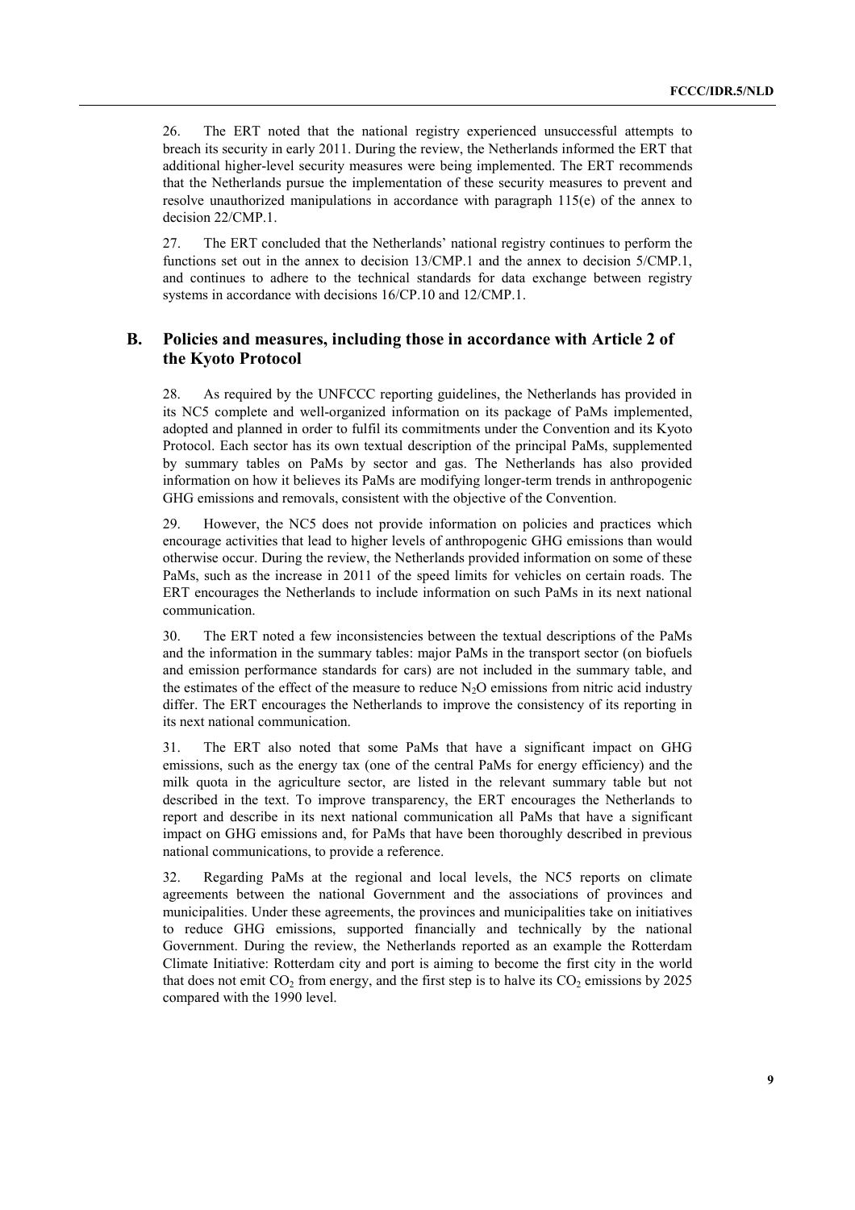26. The ERT noted that the national registry experienced unsuccessful attempts to breach its security in early 2011. During the review, the Netherlands informed the ERT that additional higher-level security measures were being implemented. The ERT recommends that the Netherlands pursue the implementation of these security measures to prevent and resolve unauthorized manipulations in accordance with paragraph 115(e) of the annex to decision 22/CMP.1.

27. The ERT concluded that the Netherlands' national registry continues to perform the functions set out in the annex to decision 13/CMP.1 and the annex to decision 5/CMP.1, and continues to adhere to the technical standards for data exchange between registry systems in accordance with decisions 16/CP.10 and 12/CMP.1.

## B. Policies and measures, including those in accordance with Article 2 of the Kyoto Protocol

28. As required by the UNFCCC reporting guidelines, the Netherlands has provided in its NC5 complete and well-organized information on its package of PaMs implemented, adopted and planned in order to fulfil its commitments under the Convention and its Kyoto Protocol. Each sector has its own textual description of the principal PaMs, supplemented by summary tables on PaMs by sector and gas. The Netherlands has also provided information on how it believes its PaMs are modifying longer-term trends in anthropogenic GHG emissions and removals, consistent with the objective of the Convention.

29. However, the NC5 does not provide information on policies and practices which encourage activities that lead to higher levels of anthropogenic GHG emissions than would otherwise occur. During the review, the Netherlands provided information on some of these PaMs, such as the increase in 2011 of the speed limits for vehicles on certain roads. The ERT encourages the Netherlands to include information on such PaMs in its next national communication.

30. The ERT noted a few inconsistencies between the textual descriptions of the PaMs and the information in the summary tables: major PaMs in the transport sector (on biofuels and emission performance standards for cars) are not included in the summary table, and the estimates of the effect of the measure to reduce $N_2O$ emissions from nitric acid industry differ. The ERT encourages the Netherlands to improve the consistency of its reporting in its next national communication.

31. The ERT also noted that some PaMs that have a significant impact on GHG emissions, such as the energy tax (one of the central PaMs for energy efficiency) and the milk quota in the agriculture sector, are listed in the relevant summary table but not described in the text. To improve transparency, the ERT encourages the Netherlands to report and describe in its next national communication all PaMs that have a significant impact on GHG emissions and, for PaMs that have been thoroughly described in previous national communications, to provide a reference.

32. Regarding PaMs at the regional and local levels, the NC5 reports on climate agreements between the national Government and the associations of provinces and municipalities. Under these agreements, the provinces and municipalities take on initiatives to reduce GHG emissions, supported financially and technically by the national Government. During the review, the Netherlands reported as an example the Rotterdam Climate Initiative: Rotterdam city and port is aiming to become the first city in the world that does not emit $CO_2$ from energy, and the first step is to halve its $CO_2$ emissions by 2025 compared with the 1990 level.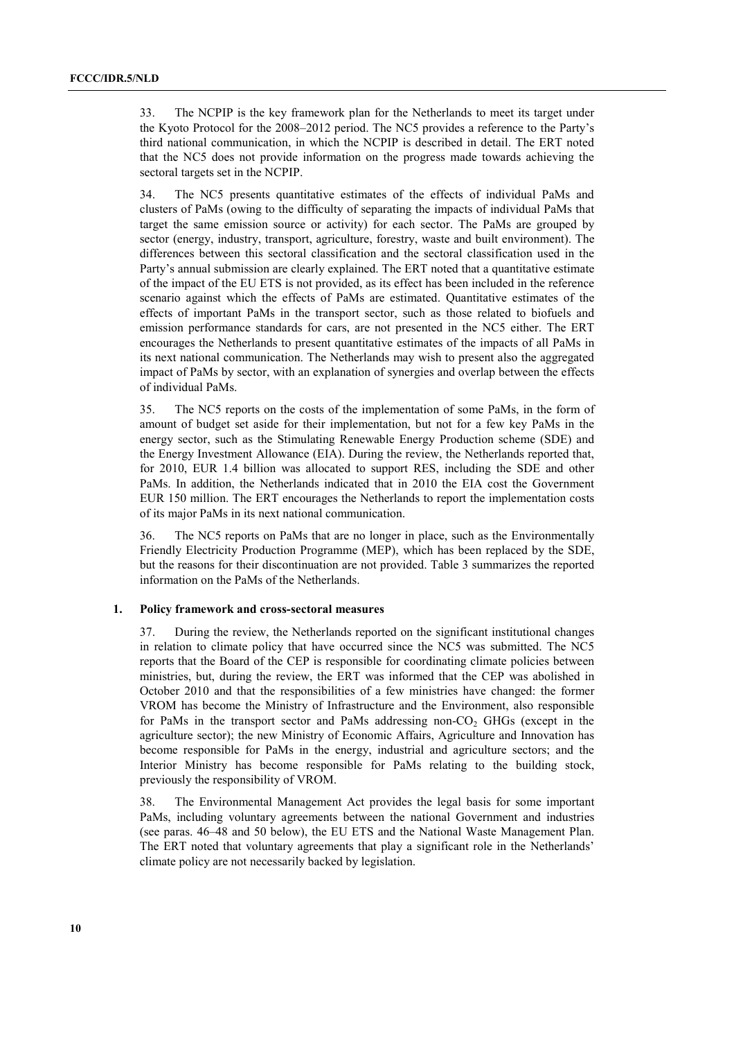33. The NCPIP is the key framework plan for the Netherlands to meet its target under the Kyoto Protocol for the 2008–2012 period. The NC5 provides a reference to the Party's third national communication, in which the NCPIP is described in detail. The ERT noted that the NC5 does not provide information on the progress made towards achieving the sectoral targets set in the NCPIP.

34. The NC5 presents quantitative estimates of the effects of individual PaMs and clusters of PaMs (owing to the difficulty of separating the impacts of individual PaMs that target the same emission source or activity) for each sector. The PaMs are grouped by sector (energy, industry, transport, agriculture, forestry, waste and built environment). The differences between this sectoral classification and the sectoral classification used in the Party's annual submission are clearly explained. The ERT noted that a quantitative estimate of the impact of the EU ETS is not provided, as its effect has been included in the reference scenario against which the effects of PaMs are estimated. Quantitative estimates of the effects of important PaMs in the transport sector, such as those related to biofuels and emission performance standards for cars, are not presented in the NC5 either. The ERT encourages the Netherlands to present quantitative estimates of the impacts of all PaMs in its next national communication. The Netherlands may wish to present also the aggregated impact of PaMs by sector, with an explanation of synergies and overlap between the effects of individual PaMs.

35. The NC5 reports on the costs of the implementation of some PaMs, in the form of amount of budget set aside for their implementation, but not for a few key PaMs in the energy sector, such as the Stimulating Renewable Energy Production scheme (SDE) and the Energy Investment Allowance (EIA). During the review, the Netherlands reported that, for 2010, EUR 1.4 billion was allocated to support RES, including the SDE and other PaMs. In addition, the Netherlands indicated that in 2010 the EIA cost the Government EUR 150 million. The ERT encourages the Netherlands to report the implementation costs of its major PaMs in its next national communication.

36. The NC5 reports on PaMs that are no longer in place, such as the Environmentally Friendly Electricity Production Programme (MEP), which has been replaced by the SDE, but the reasons for their discontinuation are not provided. Table 3 summarizes the reported information on the PaMs of the Netherlands.

### 1. Policy framework and cross-sectoral measures

37. During the review, the Netherlands reported on the significant institutional changes in relation to climate policy that have occurred since the NC5 was submitted. The NC5 reports that the Board of the CEP is responsible for coordinating climate policies between ministries, but, during the review, the ERT was informed that the CEP was abolished in October 2010 and that the responsibilities of a few ministries have changed: the former VROM has become the Ministry of Infrastructure and the Environment, also responsible for PaMs in the transport sector and PaMs addressing non-$CO_2$ GHGs (except in the agriculture sector); the new Ministry of Economic Affairs, Agriculture and Innovation has become responsible for PaMs in the energy, industrial and agriculture sectors; and the Interior Ministry has become responsible for PaMs relating to the building stock, previously the responsibility of VROM.

38. The Environmental Management Act provides the legal basis for some important PaMs, including voluntary agreements between the national Government and industries (see paras. 46–48 and 50 below), the EU ETS and the National Waste Management Plan. The ERT noted that voluntary agreements that play a significant role in the Netherlands' climate policy are not necessarily backed by legislation.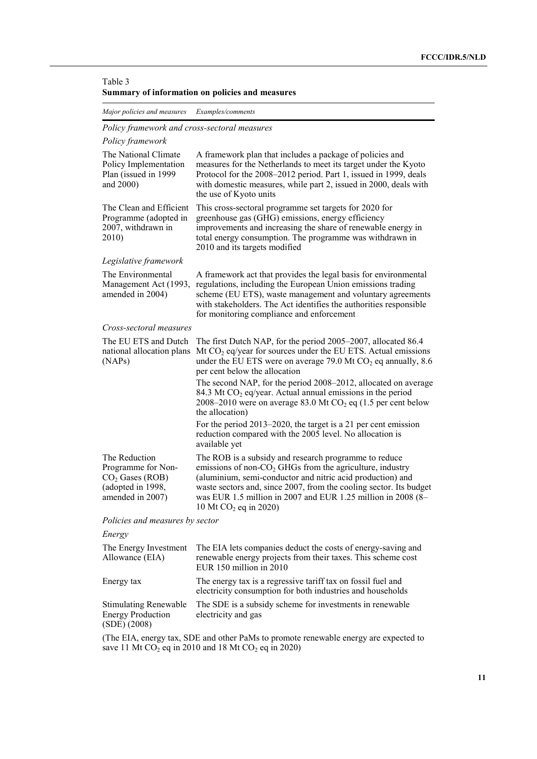Table 3
**Summary of information on policies and measures**

| *Major policies and measures* | *Examples/comments* |
|---|---|
| *Policy framework and cross-sectoral measures* | |
| *Policy framework* | |
| The National Climate Policy Implementation Plan (issued in 1999 and 2000) | A framework plan that includes a package of policies and measures for the Netherlands to meet its target under the Kyoto Protocol for the 2008–2012 period. Part 1, issued in 1999, deals with domestic measures, while part 2, issued in 2000, deals with the use of Kyoto units |
| The Clean and Efficient Programme (adopted in 2007, withdrawn in 2010) | This cross-sectoral programme set targets for 2020 for greenhouse gas (GHG) emissions, energy efficiency improvements and increasing the share of renewable energy in total energy consumption. The programme was withdrawn in 2010 and its targets modified |
| *Legislative framework* | |
| The Environmental Management Act (1993, amended in 2004) | A framework act that provides the legal basis for environmental regulations, including the European Union emissions trading scheme (EU ETS), waste management and voluntary agreements with stakeholders. The Act identifies the authorities responsible for monitoring compliance and enforcement |
| *Cross-sectoral measures* | |
| The EU ETS and Dutch national allocation plans (NAPs) | The first Dutch NAP, for the period 2005–2007, allocated 86.4 Mt $CO_2$ eq/year for sources under the EU ETS. Actual emissions under the EU ETS were on average 79.0 Mt $CO_2$ eq annually, 8.6 per cent below the allocation<br>The second NAP, for the period 2008–2012, allocated on average 84.3 Mt $CO_2$ eq/year. Actual annual emissions in the period 2008–2010 were on average 83.0 Mt $CO_2$ eq (1.5 per cent below the allocation)<br>For the period 2013–2020, the target is a 21 per cent emission reduction compared with the 2005 level. No allocation is available yet |
| The Reduction Programme for Non-$CO_2$ Gases (ROB) (adopted in 1998, amended in 2007) | The ROB is a subsidy and research programme to reduce emissions of non-$CO_2$ GHGs from the agriculture, industry (aluminium, semi-conductor and nitric acid production) and waste sectors and, since 2007, from the cooling sector. Its budget was EUR 1.5 million in 2007 and EUR 1.25 million in 2008 (8–10 Mt $CO_2$ eq in 2020) |
| *Policies and measures by sector* | |
| *Energy* | |
| The Energy Investment Allowance (EIA) | The EIA lets companies deduct the costs of energy-saving and renewable energy projects from their taxes. This scheme cost EUR 150 million in 2010 |
| Energy tax | The energy tax is a regressive tariff tax on fossil fuel and electricity consumption for both industries and households |
| Stimulating Renewable Energy Production (SDE) (2008) | The SDE is a subsidy scheme for investments in renewable electricity and gas |
| (The EIA, energy tax, SDE and other PaMs to promote renewable energy are expected to save 11 Mt $CO_2$ eq in 2010 and 18 Mt $CO_2$ eq in 2020) | |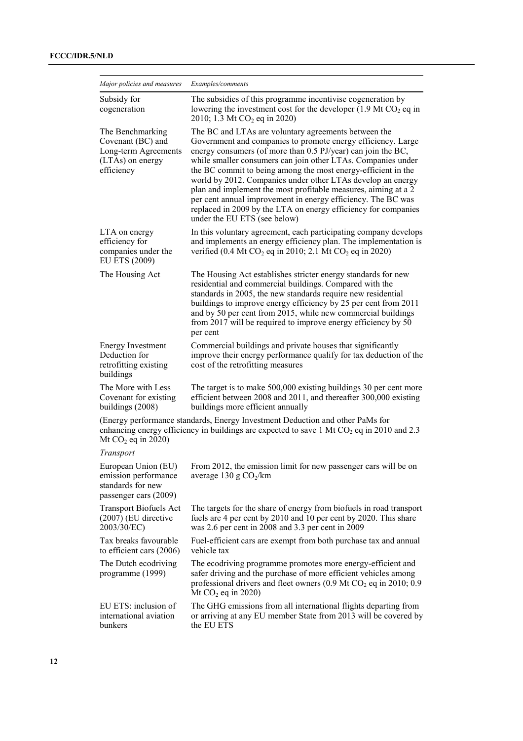| *Major policies and measures* | *Examples/comments* |
|---|---|
| Subsidy for cogeneration | The subsidies of this programme incentivise cogeneration by lowering the investment cost for the developer (1.9 Mt $CO_2$ eq in 2010; 1.3 Mt $CO_2$ eq in 2020) |
| The Benchmarking Covenant (BC) and Long-term Agreements (LTAs) on energy efficiency | The BC and LTAs are voluntary agreements between the Government and companies to promote energy efficiency. Large energy consumers (of more than 0.5 PJ/year) can join the BC, while smaller consumers can join other LTAs. Companies under the BC commit to being among the most energy-efficient in the world by 2012. Companies under other LTAs develop an energy plan and implement the most profitable measures, aiming at a 2 per cent annual improvement in energy efficiency. The BC was replaced in 2009 by the LTA on energy efficiency for companies under the EU ETS (see below) |
| LTA on energy efficiency for companies under the EU ETS (2009) | In this voluntary agreement, each participating company develops and implements an energy efficiency plan. The implementation is verified (0.4 Mt $CO_2$ eq in 2010; 2.1 Mt $CO_2$ eq in 2020) |
| The Housing Act | The Housing Act establishes stricter energy standards for new residential and commercial buildings. Compared with the standards in 2005, the new standards require new residential buildings to improve energy efficiency by 25 per cent from 2011 and by 50 per cent from 2015, while new commercial buildings from 2017 will be required to improve energy efficiency by 50 per cent |
| Energy Investment Deduction for retrofitting existing buildings | Commercial buildings and private houses that significantly improve their energy performance qualify for tax deduction of the cost of the retrofitting measures |
| The More with Less Covenant for existing buildings (2008) | The target is to make 500,000 existing buildings 30 per cent more efficient between 2008 and 2011, and thereafter 300,000 existing buildings more efficient annually |
| (Energy performance standards, Energy Investment Deduction and other PaMs for enhancing energy efficiency in buildings are expected to save 1 Mt $CO_2$ eq in 2010 and 2.3 Mt $CO_2$ eq in 2020) | |
| *Transport* | |
| European Union (EU) emission performance standards for new passenger cars (2009) | From 2012, the emission limit for new passenger cars will be on average 130 g $CO_2$/km |
| Transport Biofuels Act (2007) (EU directive 2003/30/EC) | The targets for the share of energy from biofuels in road transport fuels are 4 per cent by 2010 and 10 per cent by 2020. This share was 2.6 per cent in 2008 and 3.3 per cent in 2009 |
| Tax breaks favourable to efficient cars (2006) | Fuel-efficient cars are exempt from both purchase tax and annual vehicle tax |
| The Dutch ecodriving programme (1999) | The ecodriving programme promotes more energy-efficient and safer driving and the purchase of more efficient vehicles among professional drivers and fleet owners (0.9 Mt $CO_2$ eq in 2010; 0.9 Mt $CO_2$ eq in 2020) |
| EU ETS: inclusion of international aviation bunkers | The GHG emissions from all international flights departing from or arriving at any EU member State from 2013 will be covered by the EU ETS |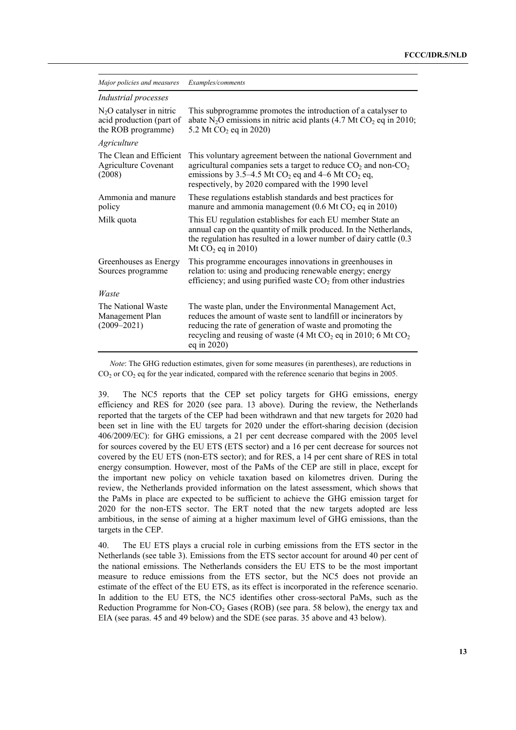| *Major policies and measures* | *Examples/comments* |
|---|---|
| *Industrial processes* | |
| $N_2O$ catalyser in nitric acid production (part of the ROB programme) | This subprogramme promotes the introduction of a catalyser to abate $N_2O$ emissions in nitric acid plants (4.7 Mt $CO_2$ eq in 2010; 5.2 Mt $CO_2$ eq in 2020) |
| *Agriculture* | |
| The Clean and Efficient Agriculture Covenant (2008) | This voluntary agreement between the national Government and agricultural companies sets a target to reduce $CO_2$ and non-$CO_2$ emissions by 3.5–4.5 Mt $CO_2$ eq and 4–6 Mt $CO_2$ eq, respectively, by 2020 compared with the 1990 level |
| Ammonia and manure policy | These regulations establish standards and best practices for manure and ammonia management (0.6 Mt $CO_2$ eq in 2010) |
| Milk quota | This EU regulation establishes for each EU member State an annual cap on the quantity of milk produced. In the Netherlands, the regulation has resulted in a lower number of dairy cattle (0.3 Mt $CO_2$ eq in 2010) |
| Greenhouses as Energy Sources programme | This programme encourages innovations in greenhouses in relation to: using and producing renewable energy; energy efficiency; and using purified waste $CO_2$ from other industries |
| *Waste* | |
| The National Waste Management Plan (2009–2021) | The waste plan, under the Environmental Management Act, reduces the amount of waste sent to landfill or incinerators by reducing the rate of generation of waste and promoting the recycling and reusing of waste (4 Mt $CO_2$ eq in 2010; 6 Mt $CO_2$ eq in 2020) |

*Note*: The GHG reduction estimates, given for some measures (in parentheses), are reductions in $CO_2$ or $CO_2$ eq for the year indicated, compared with the reference scenario that begins in 2005.

39. The NC5 reports that the CEP set policy targets for GHG emissions, energy efficiency and RES for 2020 (see para. 13 above). During the review, the Netherlands reported that the targets of the CEP had been withdrawn and that new targets for 2020 had been set in line with the EU targets for 2020 under the effort-sharing decision (decision 406/2009/EC): for GHG emissions, a 21 per cent decrease compared with the 2005 level for sources covered by the EU ETS (ETS sector) and a 16 per cent decrease for sources not covered by the EU ETS (non-ETS sector); and for RES, a 14 per cent share of RES in total energy consumption. However, most of the PaMs of the CEP are still in place, except for the important new policy on vehicle taxation based on kilometres driven. During the review, the Netherlands provided information on the latest assessment, which shows that the PaMs in place are expected to be sufficient to achieve the GHG emission target for 2020 for the non-ETS sector. The ERT noted that the new targets adopted are less ambitious, in the sense of aiming at a higher maximum level of GHG emissions, than the targets in the CEP.

40. The EU ETS plays a crucial role in curbing emissions from the ETS sector in the Netherlands (see table 3). Emissions from the ETS sector account for around 40 per cent of the national emissions. The Netherlands considers the EU ETS to be the most important measure to reduce emissions from the ETS sector, but the NC5 does not provide an estimate of the effect of the EU ETS, as its effect is incorporated in the reference scenario. In addition to the EU ETS, the NC5 identifies other cross-sectoral PaMs, such as the Reduction Programme for Non-$CO_2$ Gases (ROB) (see para. 58 below), the energy tax and EIA (see paras. 45 and 49 below) and the SDE (see paras. 35 above and 43 below).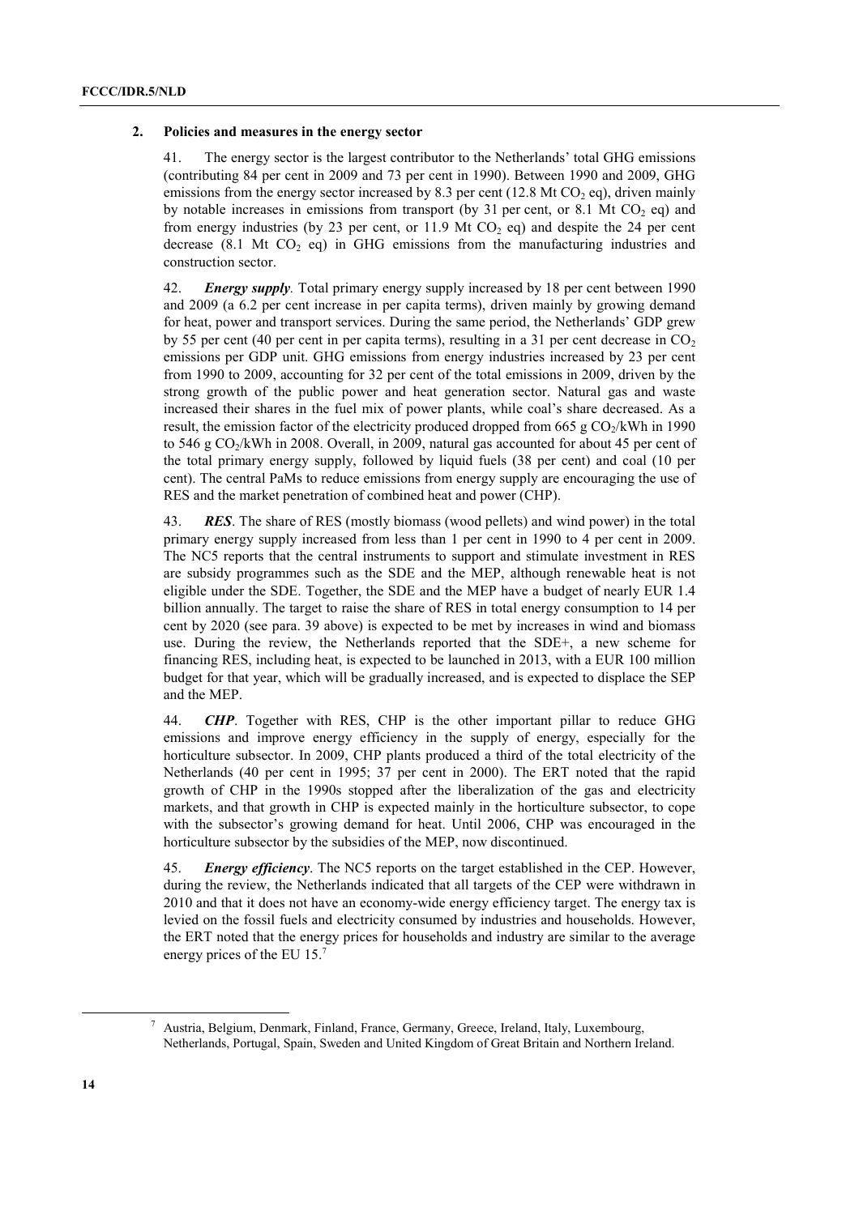### 2. Policies and measures in the energy sector

41. The energy sector is the largest contributor to the Netherlands' total GHG emissions (contributing 84 per cent in 2009 and 73 per cent in 1990). Between 1990 and 2009, GHG emissions from the energy sector increased by 8.3 per cent (12.8 Mt $CO_2$ eq), driven mainly by notable increases in emissions from transport (by 31 per cent, or 8.1 Mt $CO_2$ eq) and from energy industries (by 23 per cent, or 11.9 Mt $CO_2$ eq) and despite the 24 per cent decrease (8.1 Mt $CO_2$ eq) in GHG emissions from the manufacturing industries and construction sector.

42. ***Energy supply**.* Total primary energy supply increased by 18 per cent between 1990 and 2009 (a 6.2 per cent increase in per capita terms), driven mainly by growing demand for heat, power and transport services. During the same period, the Netherlands' GDP grew by 55 per cent (40 per cent in per capita terms), resulting in a 31 per cent decrease in $CO_2$ emissions per GDP unit. GHG emissions from energy industries increased by 23 per cent from 1990 to 2009, accounting for 32 per cent of the total emissions in 2009, driven by the strong growth of the public power and heat generation sector. Natural gas and waste increased their shares in the fuel mix of power plants, while coal's share decreased. As a result, the emission factor of the electricity produced dropped from 665 g $CO_2$/kWh in 1990 to 546 g $CO_2$/kWh in 2008. Overall, in 2009, natural gas accounted for about 45 per cent of the total primary energy supply, followed by liquid fuels (38 per cent) and coal (10 per cent). The central PaMs to reduce emissions from energy supply are encouraging the use of RES and the market penetration of combined heat and power (CHP).

43. ***RES***. The share of RES (mostly biomass (wood pellets) and wind power) in the total primary energy supply increased from less than 1 per cent in 1990 to 4 per cent in 2009. The NC5 reports that the central instruments to support and stimulate investment in RES are subsidy programmes such as the SDE and the MEP, although renewable heat is not eligible under the SDE. Together, the SDE and the MEP have a budget of nearly EUR 1.4 billion annually. The target to raise the share of RES in total energy consumption to 14 per cent by 2020 (see para. 39 above) is expected to be met by increases in wind and biomass use. During the review, the Netherlands reported that the SDE+, a new scheme for financing RES, including heat, is expected to be launched in 2013, with a EUR 100 million budget for that year, which will be gradually increased, and is expected to displace the SEP and the MEP.

44. ***CHP***. Together with RES, CHP is the other important pillar to reduce GHG emissions and improve energy efficiency in the supply of energy, especially for the horticulture subsector. In 2009, CHP plants produced a third of the total electricity of the Netherlands (40 per cent in 1995; 37 per cent in 2000). The ERT noted that the rapid growth of CHP in the 1990s stopped after the liberalization of the gas and electricity markets, and that growth in CHP is expected mainly in the horticulture subsector, to cope with the subsector's growing demand for heat. Until 2006, CHP was encouraged in the horticulture subsector by the subsidies of the MEP, now discontinued.

45. ***Energy efficiency***. The NC5 reports on the target established in the CEP. However, during the review, the Netherlands indicated that all targets of the CEP were withdrawn in 2010 and that it does not have an economy-wide energy efficiency target. The energy tax is levied on the fossil fuels and electricity consumed by industries and households. However, the ERT noted that the energy prices for households and industry are similar to the average energy prices of the EU 15.[7]

---

[7] Austria, Belgium, Denmark, Finland, France, Germany, Greece, Ireland, Italy, Luxembourg, Netherlands, Portugal, Spain, Sweden and United Kingdom of Great Britain and Northern Ireland.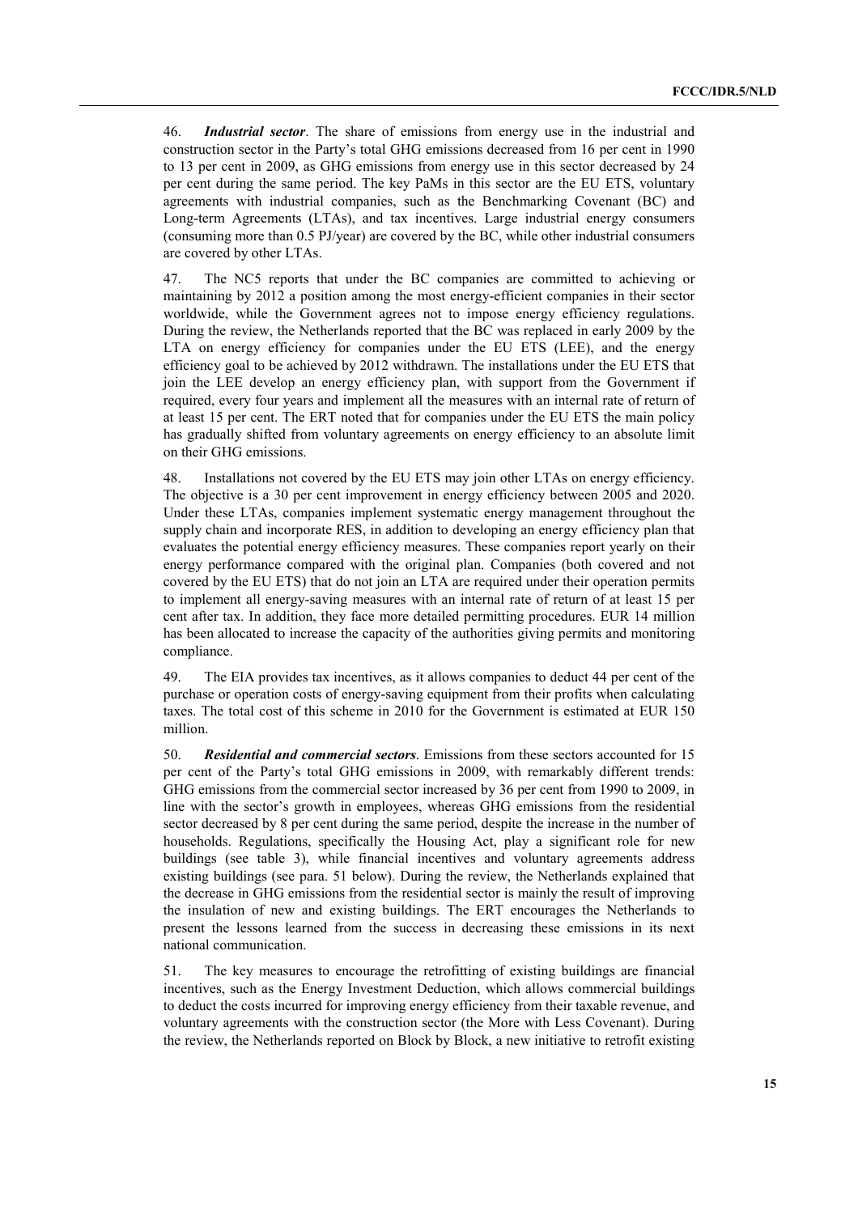46. ***Industrial sector***. The share of emissions from energy use in the industrial and construction sector in the Party's total GHG emissions decreased from 16 per cent in 1990 to 13 per cent in 2009, as GHG emissions from energy use in this sector decreased by 24 per cent during the same period. The key PaMs in this sector are the EU ETS, voluntary agreements with industrial companies, such as the Benchmarking Covenant (BC) and Long-term Agreements (LTAs), and tax incentives. Large industrial energy consumers (consuming more than 0.5 PJ/year) are covered by the BC, while other industrial consumers are covered by other LTAs.

47. The NC5 reports that under the BC companies are committed to achieving or maintaining by 2012 a position among the most energy-efficient companies in their sector worldwide, while the Government agrees not to impose energy efficiency regulations. During the review, the Netherlands reported that the BC was replaced in early 2009 by the LTA on energy efficiency for companies under the EU ETS (LEE), and the energy efficiency goal to be achieved by 2012 withdrawn. The installations under the EU ETS that join the LEE develop an energy efficiency plan, with support from the Government if required, every four years and implement all the measures with an internal rate of return of at least 15 per cent. The ERT noted that for companies under the EU ETS the main policy has gradually shifted from voluntary agreements on energy efficiency to an absolute limit on their GHG emissions.

48. Installations not covered by the EU ETS may join other LTAs on energy efficiency. The objective is a 30 per cent improvement in energy efficiency between 2005 and 2020. Under these LTAs, companies implement systematic energy management throughout the supply chain and incorporate RES, in addition to developing an energy efficiency plan that evaluates the potential energy efficiency measures. These companies report yearly on their energy performance compared with the original plan. Companies (both covered and not covered by the EU ETS) that do not join an LTA are required under their operation permits to implement all energy-saving measures with an internal rate of return of at least 15 per cent after tax. In addition, they face more detailed permitting procedures. EUR 14 million has been allocated to increase the capacity of the authorities giving permits and monitoring compliance.

49. The EIA provides tax incentives, as it allows companies to deduct 44 per cent of the purchase or operation costs of energy-saving equipment from their profits when calculating taxes. The total cost of this scheme in 2010 for the Government is estimated at EUR 150 million.

50. ***Residential and commercial sectors***. Emissions from these sectors accounted for 15 per cent of the Party's total GHG emissions in 2009, with remarkably different trends: GHG emissions from the commercial sector increased by 36 per cent from 1990 to 2009, in line with the sector's growth in employees, whereas GHG emissions from the residential sector decreased by 8 per cent during the same period, despite the increase in the number of households. Regulations, specifically the Housing Act, play a significant role for new buildings (see table 3), while financial incentives and voluntary agreements address existing buildings (see para. 51 below). During the review, the Netherlands explained that the decrease in GHG emissions from the residential sector is mainly the result of improving the insulation of new and existing buildings. The ERT encourages the Netherlands to present the lessons learned from the success in decreasing these emissions in its next national communication.

51. The key measures to encourage the retrofitting of existing buildings are financial incentives, such as the Energy Investment Deduction, which allows commercial buildings to deduct the costs incurred for improving energy efficiency from their taxable revenue, and voluntary agreements with the construction sector (the More with Less Covenant). During the review, the Netherlands reported on Block by Block, a new initiative to retrofit existing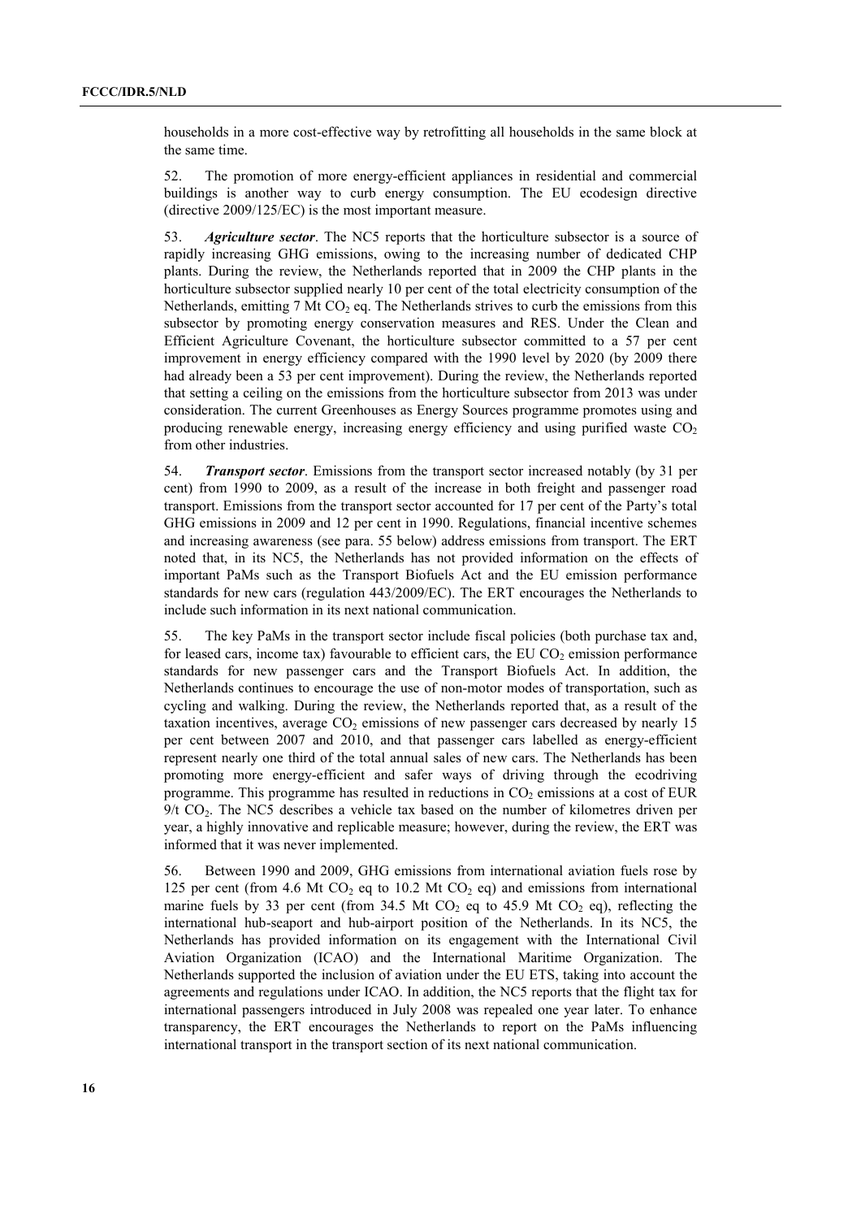households in a more cost-effective way by retrofitting all households in the same block at the same time.

52. The promotion of more energy-efficient appliances in residential and commercial buildings is another way to curb energy consumption. The EU ecodesign directive (directive 2009/125/EC) is the most important measure.

53. ***Agriculture sector***. The NC5 reports that the horticulture subsector is a source of rapidly increasing GHG emissions, owing to the increasing number of dedicated CHP plants. During the review, the Netherlands reported that in 2009 the CHP plants in the horticulture subsector supplied nearly 10 per cent of the total electricity consumption of the Netherlands, emitting 7 Mt $CO_2$ eq. The Netherlands strives to curb the emissions from this subsector by promoting energy conservation measures and RES. Under the Clean and Efficient Agriculture Covenant, the horticulture subsector committed to a 57 per cent improvement in energy efficiency compared with the 1990 level by 2020 (by 2009 there had already been a 53 per cent improvement). During the review, the Netherlands reported that setting a ceiling on the emissions from the horticulture subsector from 2013 was under consideration. The current Greenhouses as Energy Sources programme promotes using and producing renewable energy, increasing energy efficiency and using purified waste $CO_2$ from other industries.

54. ***Transport sector***. Emissions from the transport sector increased notably (by 31 per cent) from 1990 to 2009, as a result of the increase in both freight and passenger road transport. Emissions from the transport sector accounted for 17 per cent of the Party's total GHG emissions in 2009 and 12 per cent in 1990. Regulations, financial incentive schemes and increasing awareness (see para. 55 below) address emissions from transport. The ERT noted that, in its NC5, the Netherlands has not provided information on the effects of important PaMs such as the Transport Biofuels Act and the EU emission performance standards for new cars (regulation 443/2009/EC). The ERT encourages the Netherlands to include such information in its next national communication.

55. The key PaMs in the transport sector include fiscal policies (both purchase tax and, for leased cars, income tax) favourable to efficient cars, the EU $CO_2$ emission performance standards for new passenger cars and the Transport Biofuels Act. In addition, the Netherlands continues to encourage the use of non-motor modes of transportation, such as cycling and walking. During the review, the Netherlands reported that, as a result of the taxation incentives, average $CO_2$ emissions of new passenger cars decreased by nearly 15 per cent between 2007 and 2010, and that passenger cars labelled as energy-efficient represent nearly one third of the total annual sales of new cars. The Netherlands has been promoting more energy-efficient and safer ways of driving through the ecodriving programme. This programme has resulted in reductions in $CO_2$ emissions at a cost of EUR 9/t $CO_2$. The NC5 describes a vehicle tax based on the number of kilometres driven per year, a highly innovative and replicable measure; however, during the review, the ERT was informed that it was never implemented.

56. Between 1990 and 2009, GHG emissions from international aviation fuels rose by 125 per cent (from 4.6 Mt $CO_2$ eq to 10.2 Mt $CO_2$ eq) and emissions from international marine fuels by 33 per cent (from 34.5 Mt $CO_2$ eq to 45.9 Mt $CO_2$ eq), reflecting the international hub-seaport and hub-airport position of the Netherlands. In its NC5, the Netherlands has provided information on its engagement with the International Civil Aviation Organization (ICAO) and the International Maritime Organization. The Netherlands supported the inclusion of aviation under the EU ETS, taking into account the agreements and regulations under ICAO. In addition, the NC5 reports that the flight tax for international passengers introduced in July 2008 was repealed one year later. To enhance transparency, the ERT encourages the Netherlands to report on the PaMs influencing international transport in the transport section of its next national communication.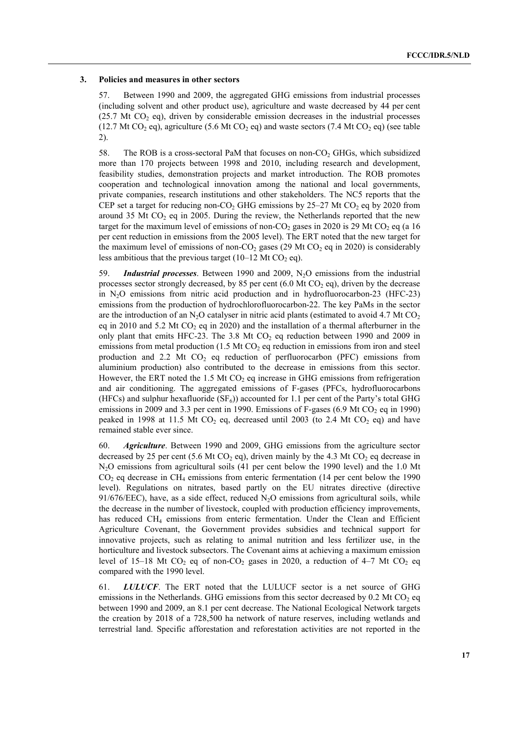### 3. Policies and measures in other sectors

57. Between 1990 and 2009, the aggregated GHG emissions from industrial processes (including solvent and other product use), agriculture and waste decreased by 44 per cent (25.7 Mt $CO_2$ eq), driven by considerable emission decreases in the industrial processes (12.7 Mt $CO_2$ eq), agriculture (5.6 Mt $CO_2$ eq) and waste sectors (7.4 Mt $CO_2$ eq) (see table 2).

58. The ROB is a cross-sectoral PaM that focuses on non-$CO_2$ GHGs, which subsidized more than 170 projects between 1998 and 2010, including research and development, feasibility studies, demonstration projects and market introduction. The ROB promotes cooperation and technological innovation among the national and local governments, private companies, research institutions and other stakeholders. The NC5 reports that the CEP set a target for reducing non-$CO_2$ GHG emissions by 25–27 Mt $CO_2$ eq by 2020 from around 35 Mt $CO_2$ eq in 2005. During the review, the Netherlands reported that the new target for the maximum level of emissions of non-$CO_2$ gases in 2020 is 29 Mt $CO_2$ eq (a 16 per cent reduction in emissions from the 2005 level). The ERT noted that the new target for the maximum level of emissions of non-$CO_2$ gases (29 Mt $CO_2$ eq in 2020) is considerably less ambitious that the previous target (10–12 Mt $CO_2$ eq).

59. ***Industrial processes***. Between 1990 and 2009, $N_2O$ emissions from the industrial processes sector strongly decreased, by 85 per cent (6.0 Mt $CO_2$ eq), driven by the decrease in $N_2O$ emissions from nitric acid production and in hydrofluorocarbon-23 (HFC-23) emissions from the production of hydrochlorofluorocarbon-22. The key PaMs in the sector are the introduction of an $N_2O$ catalyser in nitric acid plants (estimated to avoid 4.7 Mt $CO_2$ eq in 2010 and 5.2 Mt $CO_2$ eq in 2020) and the installation of a thermal afterburner in the only plant that emits HFC-23. The 3.8 Mt $CO_2$ eq reduction between 1990 and 2009 in emissions from metal production (1.5 Mt $CO_2$ eq reduction in emissions from iron and steel production and 2.2 Mt $CO_2$ eq reduction of perfluorocarbon (PFC) emissions from aluminium production) also contributed to the decrease in emissions from this sector. However, the ERT noted the 1.5 Mt $CO_2$ eq increase in GHG emissions from refrigeration and air conditioning. The aggregated emissions of F-gases (PFCs, hydrofluorocarbons (HFCs) and sulphur hexafluoride ($SF_6$)) accounted for 1.1 per cent of the Party's total GHG emissions in 2009 and 3.3 per cent in 1990. Emissions of F-gases (6.9 Mt $CO_2$ eq in 1990) peaked in 1998 at 11.5 Mt $CO_2$ eq, decreased until 2003 (to 2.4 Mt $CO_2$ eq) and have remained stable ever since.

60. ***Agriculture***. Between 1990 and 2009, GHG emissions from the agriculture sector decreased by 25 per cent (5.6 Mt $CO_2$ eq), driven mainly by the 4.3 Mt $CO_2$ eq decrease in $N_2O$ emissions from agricultural soils (41 per cent below the 1990 level) and the 1.0 Mt $CO_2$ eq decrease in $CH_4$ emissions from enteric fermentation (14 per cent below the 1990 level). Regulations on nitrates, based partly on the EU nitrates directive (directive 91/676/EEC), have, as a side effect, reduced $N_2O$ emissions from agricultural soils, while the decrease in the number of livestock, coupled with production efficiency improvements, has reduced $CH_4$ emissions from enteric fermentation. Under the Clean and Efficient Agriculture Covenant, the Government provides subsidies and technical support for innovative projects, such as relating to animal nutrition and less fertilizer use, in the horticulture and livestock subsectors. The Covenant aims at achieving a maximum emission level of 15–18 Mt $CO_2$ eq of non-$CO_2$ gases in 2020, a reduction of 4–7 Mt $CO_2$ eq compared with the 1990 level.

61. ***LULUCF***. The ERT noted that the LULUCF sector is a net source of GHG emissions in the Netherlands. GHG emissions from this sector decreased by 0.2 Mt $CO_2$ eq between 1990 and 2009, an 8.1 per cent decrease. The National Ecological Network targets the creation by 2018 of a 728,500 ha network of nature reserves, including wetlands and terrestrial land. Specific afforestation and reforestation activities are not reported in the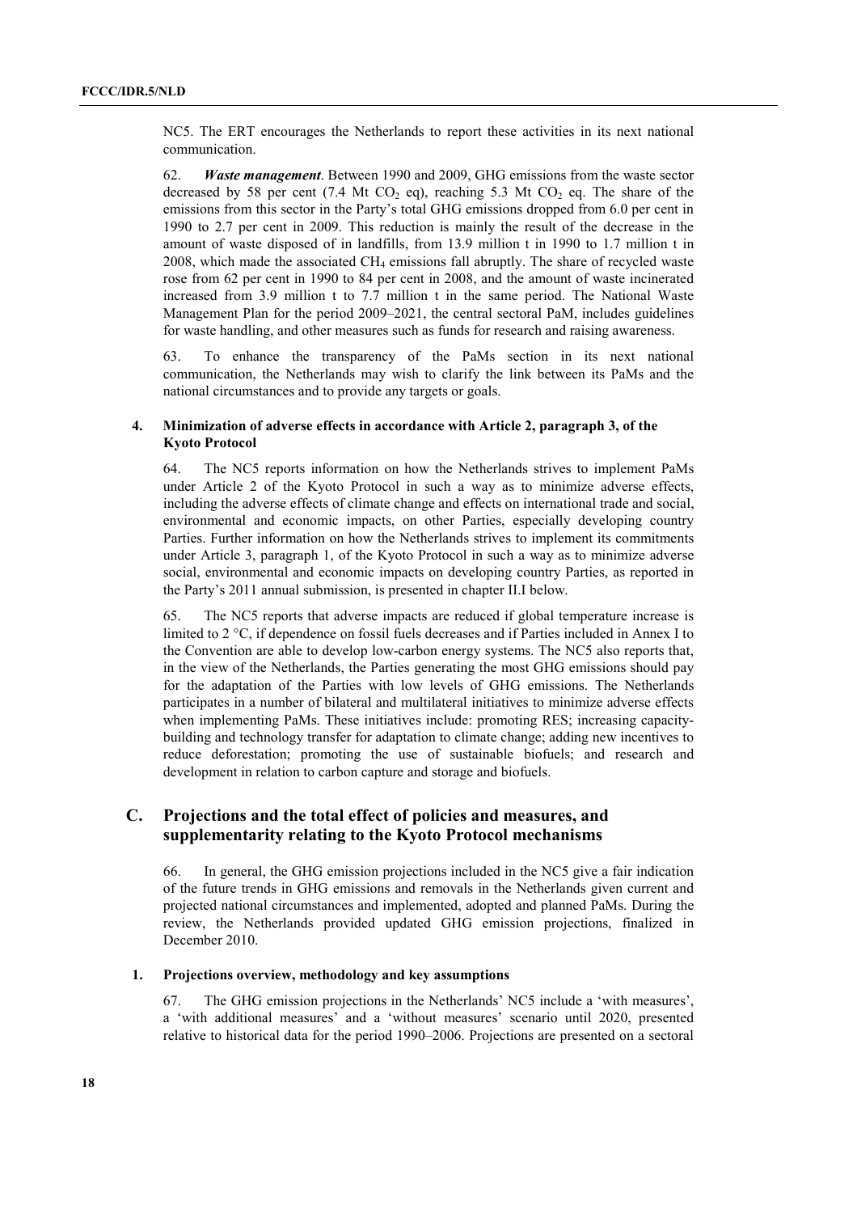NC5. The ERT encourages the Netherlands to report these activities in its next national communication.

62. ***Waste management***. Between 1990 and 2009, GHG emissions from the waste sector decreased by 58 per cent (7.4 Mt $CO_2$ eq), reaching 5.3 Mt $CO_2$ eq. The share of the emissions from this sector in the Party's total GHG emissions dropped from 6.0 per cent in 1990 to 2.7 per cent in 2009. This reduction is mainly the result of the decrease in the amount of waste disposed of in landfills, from 13.9 million t in 1990 to 1.7 million t in 2008, which made the associated $CH_4$ emissions fall abruptly. The share of recycled waste rose from 62 per cent in 1990 to 84 per cent in 2008, and the amount of waste incinerated increased from 3.9 million t to 7.7 million t in the same period. The National Waste Management Plan for the period 2009–2021, the central sectoral PaM, includes guidelines for waste handling, and other measures such as funds for research and raising awareness.

63. To enhance the transparency of the PaMs section in its next national communication, the Netherlands may wish to clarify the link between its PaMs and the national circumstances and to provide any targets or goals.

### 4. Minimization of adverse effects in accordance with Article 2, paragraph 3, of the Kyoto Protocol

64. The NC5 reports information on how the Netherlands strives to implement PaMs under Article 2 of the Kyoto Protocol in such a way as to minimize adverse effects, including the adverse effects of climate change and effects on international trade and social, environmental and economic impacts, on other Parties, especially developing country Parties. Further information on how the Netherlands strives to implement its commitments under Article 3, paragraph 1, of the Kyoto Protocol in such a way as to minimize adverse social, environmental and economic impacts on developing country Parties, as reported in the Party's 2011 annual submission, is presented in chapter II.I below.

65. The NC5 reports that adverse impacts are reduced if global temperature increase is limited to 2 °C, if dependence on fossil fuels decreases and if Parties included in Annex I to the Convention are able to develop low-carbon energy systems. The NC5 also reports that, in the view of the Netherlands, the Parties generating the most GHG emissions should pay for the adaptation of the Parties with low levels of GHG emissions. The Netherlands participates in a number of bilateral and multilateral initiatives to minimize adverse effects when implementing PaMs. These initiatives include: promoting RES; increasing capacity-building and technology transfer for adaptation to climate change; adding new incentives to reduce deforestation; promoting the use of sustainable biofuels; and research and development in relation to carbon capture and storage and biofuels.

## C. Projections and the total effect of policies and measures, and supplementarity relating to the Kyoto Protocol mechanisms

66. In general, the GHG emission projections included in the NC5 give a fair indication of the future trends in GHG emissions and removals in the Netherlands given current and projected national circumstances and implemented, adopted and planned PaMs. During the review, the Netherlands provided updated GHG emission projections, finalized in December 2010.

### 1. Projections overview, methodology and key assumptions

67. The GHG emission projections in the Netherlands' NC5 include a 'with measures', a 'with additional measures' and a 'without measures' scenario until 2020, presented relative to historical data for the period 1990–2006. Projections are presented on a sectoral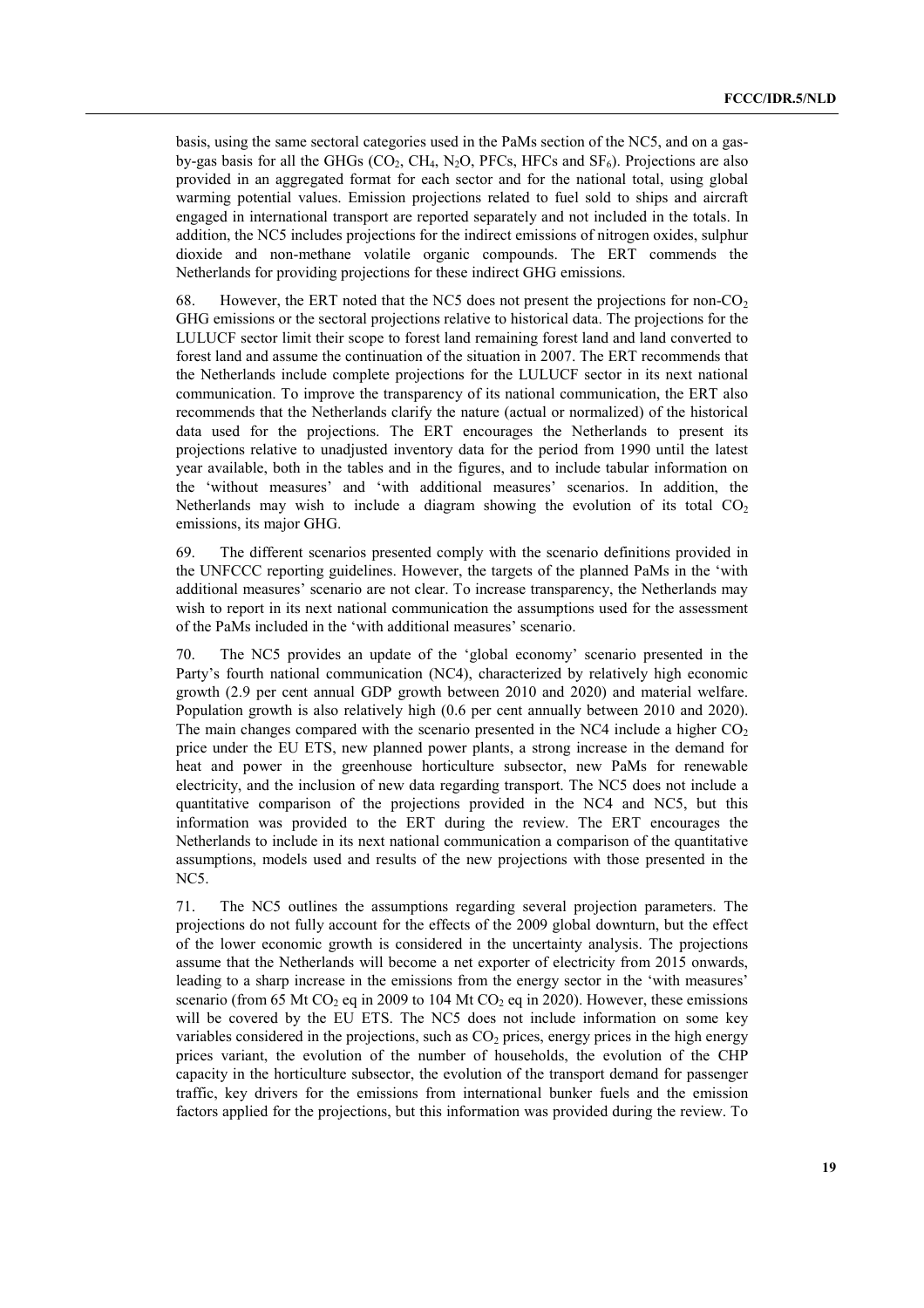basis, using the same sectoral categories used in the PaMs section of the NC5, and on a gas-by-gas basis for all the GHGs ($CO_2$, $CH_4$, $N_2O$, PFCs, HFCs and $SF_6$). Projections are also provided in an aggregated format for each sector and for the national total, using global warming potential values. Emission projections related to fuel sold to ships and aircraft engaged in international transport are reported separately and not included in the totals. In addition, the NC5 includes projections for the indirect emissions of nitrogen oxides, sulphur dioxide and non-methane volatile organic compounds. The ERT commends the Netherlands for providing projections for these indirect GHG emissions.

68. However, the ERT noted that the NC5 does not present the projections for non-$CO_2$ GHG emissions or the sectoral projections relative to historical data. The projections for the LULUCF sector limit their scope to forest land remaining forest land and land converted to forest land and assume the continuation of the situation in 2007. The ERT recommends that the Netherlands include complete projections for the LULUCF sector in its next national communication. To improve the transparency of its national communication, the ERT also recommends that the Netherlands clarify the nature (actual or normalized) of the historical data used for the projections. The ERT encourages the Netherlands to present its projections relative to unadjusted inventory data for the period from 1990 until the latest year available, both in the tables and in the figures, and to include tabular information on the 'without measures' and 'with additional measures' scenarios. In addition, the Netherlands may wish to include a diagram showing the evolution of its total $CO_2$ emissions, its major GHG.

69. The different scenarios presented comply with the scenario definitions provided in the UNFCCC reporting guidelines. However, the targets of the planned PaMs in the 'with additional measures' scenario are not clear. To increase transparency, the Netherlands may wish to report in its next national communication the assumptions used for the assessment of the PaMs included in the 'with additional measures' scenario.

70. The NC5 provides an update of the 'global economy' scenario presented in the Party's fourth national communication (NC4), characterized by relatively high economic growth (2.9 per cent annual GDP growth between 2010 and 2020) and material welfare. Population growth is also relatively high (0.6 per cent annually between 2010 and 2020). The main changes compared with the scenario presented in the NC4 include a higher $CO_2$ price under the EU ETS, new planned power plants, a strong increase in the demand for heat and power in the greenhouse horticulture subsector, new PaMs for renewable electricity, and the inclusion of new data regarding transport. The NC5 does not include a quantitative comparison of the projections provided in the NC4 and NC5, but this information was provided to the ERT during the review. The ERT encourages the Netherlands to include in its next national communication a comparison of the quantitative assumptions, models used and results of the new projections with those presented in the NC5.

71. The NC5 outlines the assumptions regarding several projection parameters. The projections do not fully account for the effects of the 2009 global downturn, but the effect of the lower economic growth is considered in the uncertainty analysis. The projections assume that the Netherlands will become a net exporter of electricity from 2015 onwards, leading to a sharp increase in the emissions from the energy sector in the 'with measures' scenario (from 65 Mt $CO_2$ eq in 2009 to 104 Mt $CO_2$ eq in 2020). However, these emissions will be covered by the EU ETS. The NC5 does not include information on some key variables considered in the projections, such as $CO_2$ prices, energy prices in the high energy prices variant, the evolution of the number of households, the evolution of the CHP capacity in the horticulture subsector, the evolution of the transport demand for passenger traffic, key drivers for the emissions from international bunker fuels and the emission factors applied for the projections, but this information was provided during the review. To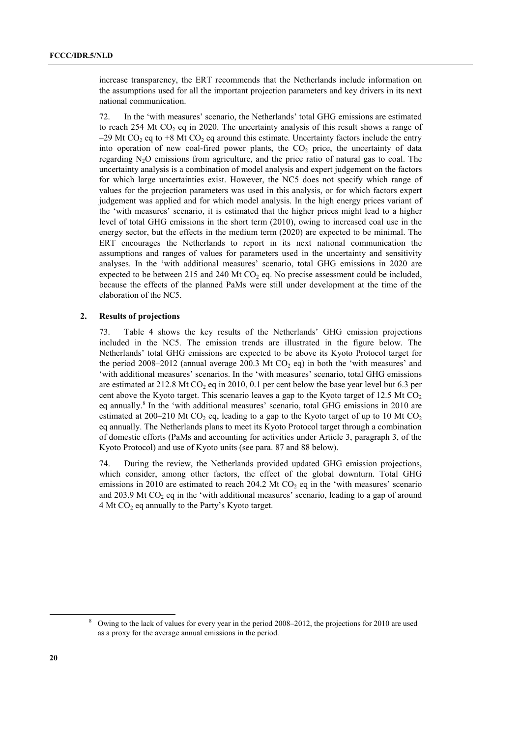increase transparency, the ERT recommends that the Netherlands include information on the assumptions used for all the important projection parameters and key drivers in its next national communication.

72. In the 'with measures' scenario, the Netherlands' total GHG emissions are estimated to reach 254 Mt $CO_2$ eq in 2020. The uncertainty analysis of this result shows a range of –29 Mt $CO_2$ eq to +8 Mt $CO_2$ eq around this estimate. Uncertainty factors include the entry into operation of new coal-fired power plants, the $CO_2$ price, the uncertainty of data regarding $N_2O$ emissions from agriculture, and the price ratio of natural gas to coal. The uncertainty analysis is a combination of model analysis and expert judgement on the factors for which large uncertainties exist. However, the NC5 does not specify which range of values for the projection parameters was used in this analysis, or for which factors expert judgement was applied and for which model analysis. In the high energy prices variant of the 'with measures' scenario, it is estimated that the higher prices might lead to a higher level of total GHG emissions in the short term (2010), owing to increased coal use in the energy sector, but the effects in the medium term (2020) are expected to be minimal. The ERT encourages the Netherlands to report in its next national communication the assumptions and ranges of values for parameters used in the uncertainty and sensitivity analyses. In the 'with additional measures' scenario, total GHG emissions in 2020 are expected to be between 215 and 240 Mt $CO_2$ eq. No precise assessment could be included, because the effects of the planned PaMs were still under development at the time of the elaboration of the NC5.

### 2. Results of projections

73. Table 4 shows the key results of the Netherlands' GHG emission projections included in the NC5. The emission trends are illustrated in the figure below. The Netherlands' total GHG emissions are expected to be above its Kyoto Protocol target for the period 2008–2012 (annual average 200.3 Mt $CO_2$ eq) in both the 'with measures' and 'with additional measures' scenarios. In the 'with measures' scenario, total GHG emissions are estimated at 212.8 Mt $CO_2$ eq in 2010, 0.1 per cent below the base year level but 6.3 per cent above the Kyoto target. This scenario leaves a gap to the Kyoto target of 12.5 Mt $CO_2$ eq annually.[8] In the 'with additional measures' scenario, total GHG emissions in 2010 are estimated at 200–210 Mt $CO_2$ eq, leading to a gap to the Kyoto target of up to 10 Mt $CO_2$ eq annually. The Netherlands plans to meet its Kyoto Protocol target through a combination of domestic efforts (PaMs and accounting for activities under Article 3, paragraph 3, of the Kyoto Protocol) and use of Kyoto units (see para. 87 and 88 below).

74. During the review, the Netherlands provided updated GHG emission projections, which consider, among other factors, the effect of the global downturn. Total GHG emissions in 2010 are estimated to reach 204.2 Mt $CO_2$ eq in the 'with measures' scenario and 203.9 Mt $CO_2$ eq in the 'with additional measures' scenario, leading to a gap of around 4 Mt $CO_2$ eq annually to the Party's Kyoto target.

[8] Owing to the lack of values for every year in the period 2008–2012, the projections for 2010 are used as a proxy for the average annual emissions in the period.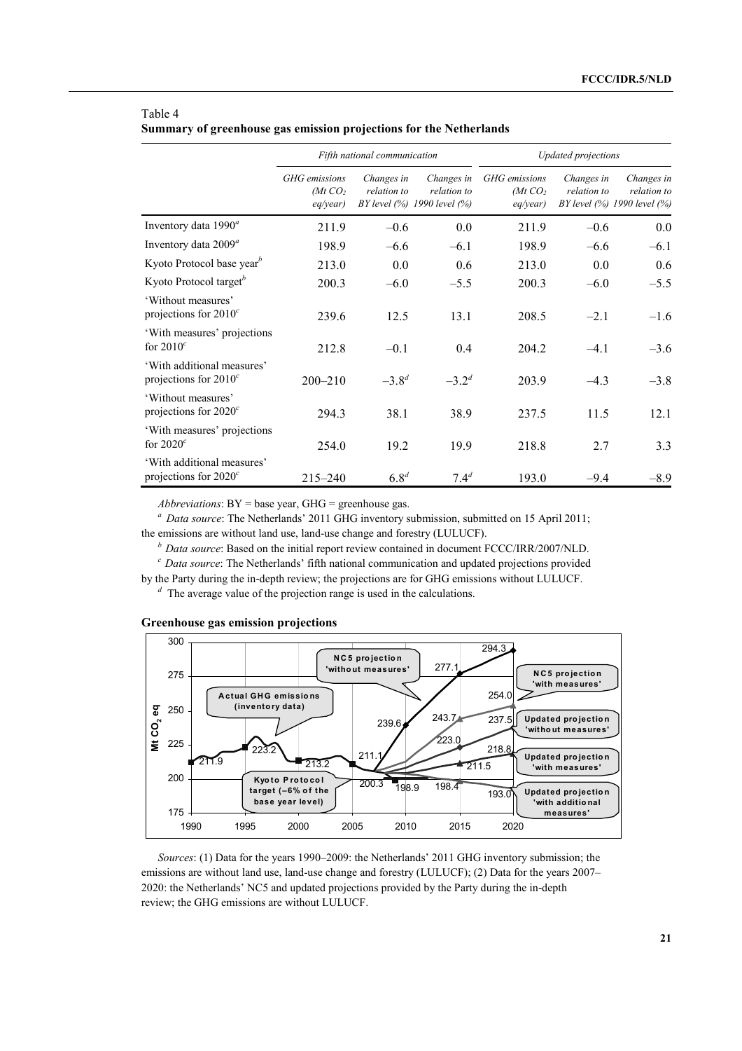Table 4
**Summary of greenhouse gas emission projections for the Netherlands**

| | *Fifth national communication* | | | *Updated projections* | | |
|---|---|---|---|---|---|---|
| | *GHG emissions (Mt $CO_2$ eq/year)* | *Changes in relation to BY level (%)* | *Changes in relation to 1990 level (%)* | *GHG emissions (Mt $CO_2$ eq/year)* | *Changes in relation to BY level (%)* | *Changes in relation to 1990 level (%)* |
| Inventory data 1990[a] | 211.9 | –0.6 | 0.0 | 211.9 | –0.6 | 0.0 |
| Inventory data 2009[a] | 198.9 | –6.6 | –6.1 | 198.9 | –6.6 | –6.1 |
| Kyoto Protocol base year[b] | 213.0 | 0.0 | 0.6 | 213.0 | 0.0 | 0.6 |
| Kyoto Protocol target[b] | 200.3 | –6.0 | –5.5 | 200.3 | –6.0 | –5.5 |
| 'Without measures' projections for 2010[c] | 239.6 | 12.5 | 13.1 | 208.5 | –2.1 | –1.6 |
| 'With measures' projections for 2010[c] | 212.8 | –0.1 | 0.4 | 204.2 | –4.1 | –3.6 |
| 'With additional measures' projections for 2010[c] | 200–210 | –3.8[d] | –3.2[d] | 203.9 | –4.3 | –3.8 |
| 'Without measures' projections for 2020[c] | 294.3 | 38.1 | 38.9 | 237.5 | 11.5 | 12.1 |
| 'With measures' projections for 2020[c] | 254.0 | 19.2 | 19.9 | 218.8 | 2.7 | 3.3 |
| 'With additional measures' projections for 2020[c] | 215–240 | 6.8[d] | 7.4[d] | 193.0 | –9.4 | –8.9 |

*Abbreviations*: BY = base year, GHG = greenhouse gas.

[a] *Data source*: The Netherlands' 2011 GHG inventory submission, submitted on 15 April 2011; the emissions are without land use, land-use change and forestry (LULUCF).

[b] *Data source*: Based on the initial report review contained in document FCCC/IRR/2007/NLD.

[c] *Data source*: The Netherlands' fifth national communication and updated projections provided by the Party during the in-depth review; the projections are for GHG emissions without LULUCF.

[d] The average value of the projection range is used in the calculations.

**Greenhouse gas emission projections**

*Sources*: (1) Data for the years 1990–2009: the Netherlands' 2011 GHG inventory submission; the emissions are without land use, land-use change and forestry (LULUCF); (2) Data for the years 2007–2020: the Netherlands' NC5 and updated projections provided by the Party during the in-depth review; the GHG emissions are without LULUCF.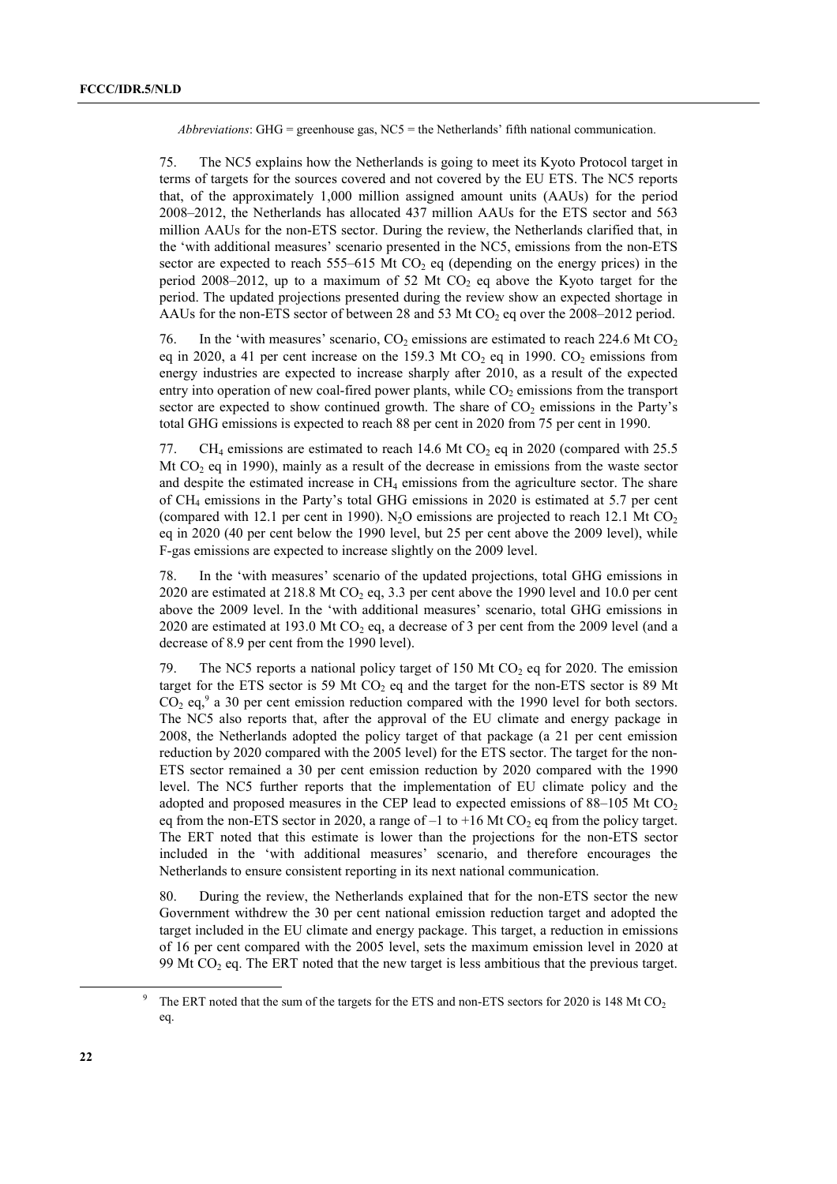*Abbreviations*: GHG = greenhouse gas, NC5 = the Netherlands' fifth national communication.

75. The NC5 explains how the Netherlands is going to meet its Kyoto Protocol target in terms of targets for the sources covered and not covered by the EU ETS. The NC5 reports that, of the approximately 1,000 million assigned amount units (AAUs) for the period 2008–2012, the Netherlands has allocated 437 million AAUs for the ETS sector and 563 million AAUs for the non-ETS sector. During the review, the Netherlands clarified that, in the 'with additional measures' scenario presented in the NC5, emissions from the non-ETS sector are expected to reach 555–615 Mt $CO_2$ eq (depending on the energy prices) in the period 2008–2012, up to a maximum of 52 Mt $CO_2$ eq above the Kyoto target for the period. The updated projections presented during the review show an expected shortage in AAUs for the non-ETS sector of between 28 and 53 Mt $CO_2$ eq over the 2008–2012 period.

76. In the 'with measures' scenario, $CO_2$ emissions are estimated to reach 224.6 Mt $CO_2$ eq in 2020, a 41 per cent increase on the 159.3 Mt $CO_2$ eq in 1990. $CO_2$ emissions from energy industries are expected to increase sharply after 2010, as a result of the expected entry into operation of new coal-fired power plants, while $CO_2$ emissions from the transport sector are expected to show continued growth. The share of $CO_2$ emissions in the Party's total GHG emissions is expected to reach 88 per cent in 2020 from 75 per cent in 1990.

77. $CH_4$ emissions are estimated to reach 14.6 Mt $CO_2$ eq in 2020 (compared with 25.5 Mt $CO_2$ eq in 1990), mainly as a result of the decrease in emissions from the waste sector and despite the estimated increase in $CH_4$ emissions from the agriculture sector. The share of $CH_4$ emissions in the Party's total GHG emissions in 2020 is estimated at 5.7 per cent (compared with 12.1 per cent in 1990). $N_2O$ emissions are projected to reach 12.1 Mt $CO_2$ eq in 2020 (40 per cent below the 1990 level, but 25 per cent above the 2009 level), while F-gas emissions are expected to increase slightly on the 2009 level.

78. In the 'with measures' scenario of the updated projections, total GHG emissions in 2020 are estimated at 218.8 Mt $CO_2$ eq, 3.3 per cent above the 1990 level and 10.0 per cent above the 2009 level. In the 'with additional measures' scenario, total GHG emissions in 2020 are estimated at 193.0 Mt $CO_2$ eq, a decrease of 3 per cent from the 2009 level (and a decrease of 8.9 per cent from the 1990 level).

79. The NC5 reports a national policy target of 150 Mt $CO_2$ eq for 2020. The emission target for the ETS sector is 59 Mt $CO_2$ eq and the target for the non-ETS sector is 89 Mt $CO_2$ eq,[9] a 30 per cent emission reduction compared with the 1990 level for both sectors. The NC5 also reports that, after the approval of the EU climate and energy package in 2008, the Netherlands adopted the policy target of that package (a 21 per cent emission reduction by 2020 compared with the 2005 level) for the ETS sector. The target for the non-ETS sector remained a 30 per cent emission reduction by 2020 compared with the 1990 level. The NC5 further reports that the implementation of EU climate policy and the adopted and proposed measures in the CEP lead to expected emissions of 88–105 Mt $CO_2$ eq from the non-ETS sector in 2020, a range of –1 to +16 Mt $CO_2$ eq from the policy target. The ERT noted that this estimate is lower than the projections for the non-ETS sector included in the 'with additional measures' scenario, and therefore encourages the Netherlands to ensure consistent reporting in its next national communication.

80. During the review, the Netherlands explained that for the non-ETS sector the new Government withdrew the 30 per cent national emission reduction target and adopted the target included in the EU climate and energy package. This target, a reduction in emissions of 16 per cent compared with the 2005 level, sets the maximum emission level in 2020 at 99 Mt $CO_2$ eq. The ERT noted that the new target is less ambitious that the previous target.

[9] The ERT noted that the sum of the targets for the ETS and non-ETS sectors for 2020 is 148 Mt $CO_2$ eq.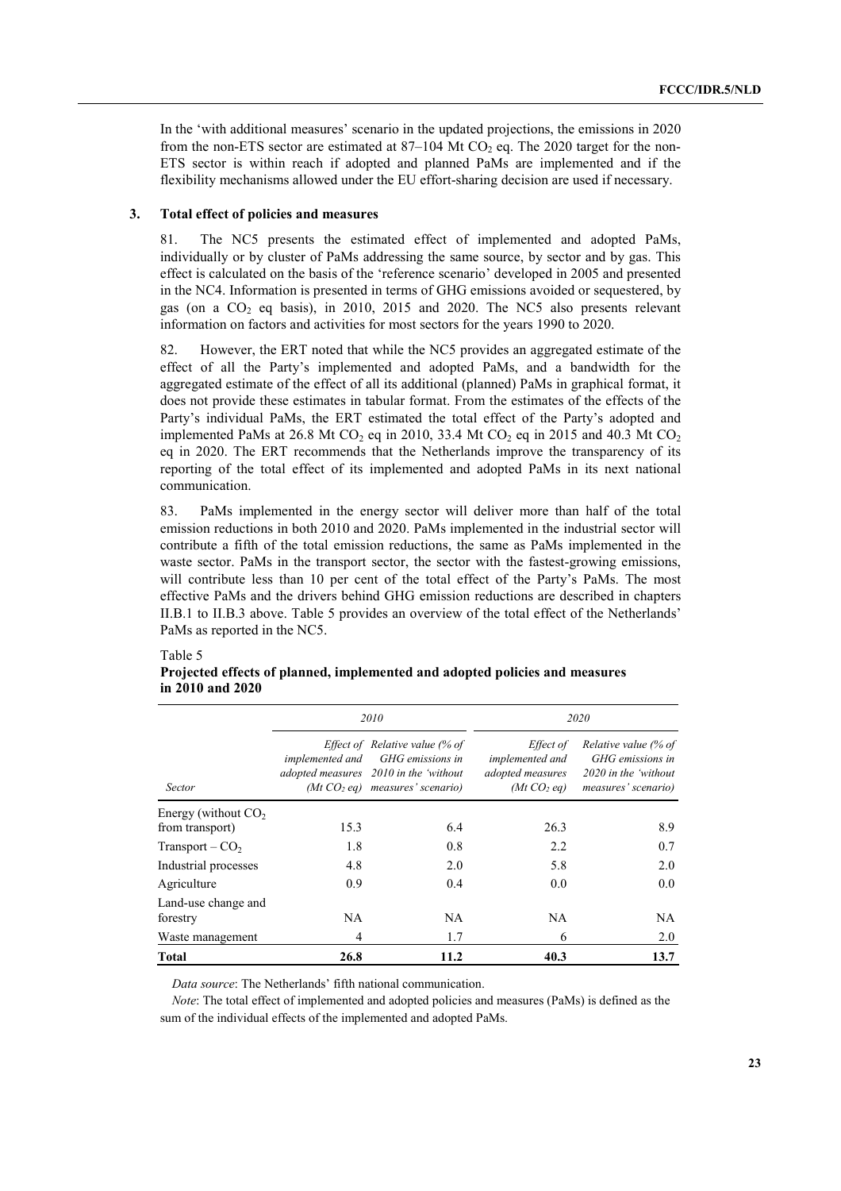In the 'with additional measures' scenario in the updated projections, the emissions in 2020 from the non-ETS sector are estimated at 87–104 Mt $CO_2$ eq. The 2020 target for the non-ETS sector is within reach if adopted and planned PaMs are implemented and if the flexibility mechanisms allowed under the EU effort-sharing decision are used if necessary.

### 3. Total effect of policies and measures

81. The NC5 presents the estimated effect of implemented and adopted PaMs, individually or by cluster of PaMs addressing the same source, by sector and by gas. This effect is calculated on the basis of the 'reference scenario' developed in 2005 and presented in the NC4. Information is presented in terms of GHG emissions avoided or sequestered, by gas (on a $CO_2$ eq basis), in 2010, 2015 and 2020. The NC5 also presents relevant information on factors and activities for most sectors for the years 1990 to 2020.

82. However, the ERT noted that while the NC5 provides an aggregated estimate of the effect of all the Party's implemented and adopted PaMs, and a bandwidth for the aggregated estimate of the effect of all its additional (planned) PaMs in graphical format, it does not provide these estimates in tabular format. From the estimates of the effects of the Party's individual PaMs, the ERT estimated the total effect of the Party's adopted and implemented PaMs at 26.8 Mt $CO_2$ eq in 2010, 33.4 Mt $CO_2$ eq in 2015 and 40.3 Mt $CO_2$ eq in 2020. The ERT recommends that the Netherlands improve the transparency of its reporting of the total effect of its implemented and adopted PaMs in its next national communication.

83. PaMs implemented in the energy sector will deliver more than half of the total emission reductions in both 2010 and 2020. PaMs implemented in the industrial sector will contribute a fifth of the total emission reductions, the same as PaMs implemented in the waste sector. PaMs in the transport sector, the sector with the fastest-growing emissions, will contribute less than 10 per cent of the total effect of the Party's PaMs. The most effective PaMs and the drivers behind GHG emission reductions are described in chapters II.B.1 to II.B.3 above. Table 5 provides an overview of the total effect of the Netherlands' PaMs as reported in the NC5.

Table 5
**Projected effects of planned, implemented and adopted policies and measures in 2010 and 2020**

| | *2010* | | *2020* | |
|---|---|---|---|---|
| *Sector* | *Effect of implemented and adopted measures (Mt $CO_2$ eq)* | *Relative value (% of GHG emissions in 2010 in the 'without measures' scenario)* | *Effect of implemented and adopted measures (Mt $CO_2$ eq)* | *Relative value (% of GHG emissions in 2020 in the 'without measures' scenario)* |
| Energy (without $CO_2$ from transport) | 15.3 | 6.4 | 26.3 | 8.9 |
| Transport – $CO_2$ | 1.8 | 0.8 | 2.2 | 0.7 |
| Industrial processes | 4.8 | 2.0 | 5.8 | 2.0 |
| Agriculture | 0.9 | 0.4 | 0.0 | 0.0 |
| Land-use change and forestry | NA | NA | NA | NA |
| Waste management | 4 | 1.7 | 6 | 2.0 |
| **Total** | **26.8** | **11.2** | **40.3** | **13.7** |

*Data source*: The Netherlands' fifth national communication.

*Note*: The total effect of implemented and adopted policies and measures (PaMs) is defined as the sum of the individual effects of the implemented and adopted PaMs.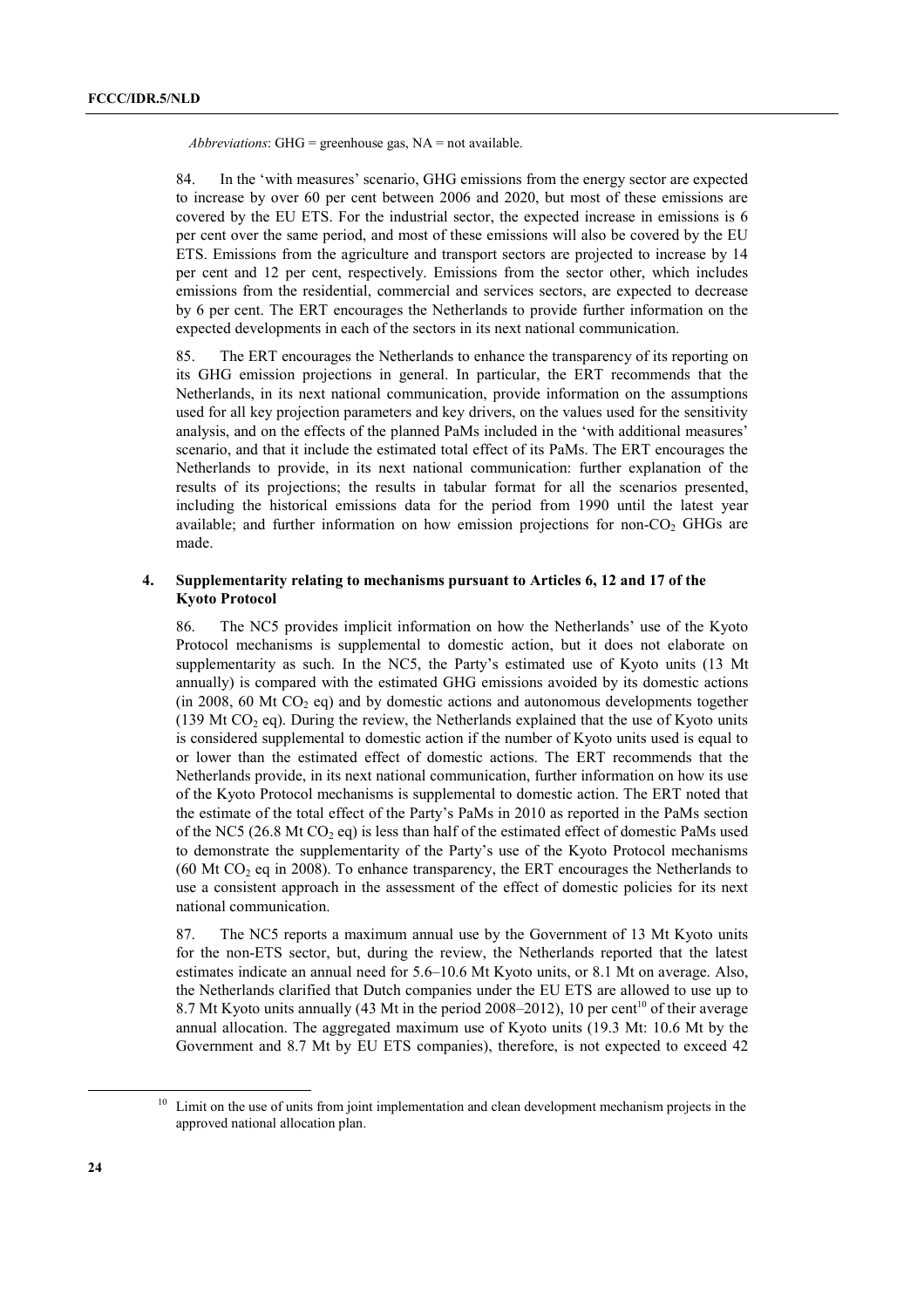*Abbreviations*: GHG = greenhouse gas, NA = not available.

84. In the 'with measures' scenario, GHG emissions from the energy sector are expected to increase by over 60 per cent between 2006 and 2020, but most of these emissions are covered by the EU ETS. For the industrial sector, the expected increase in emissions is 6 per cent over the same period, and most of these emissions will also be covered by the EU ETS. Emissions from the agriculture and transport sectors are projected to increase by 14 per cent and 12 per cent, respectively. Emissions from the sector other, which includes emissions from the residential, commercial and services sectors, are expected to decrease by 6 per cent. The ERT encourages the Netherlands to provide further information on the expected developments in each of the sectors in its next national communication.

85. The ERT encourages the Netherlands to enhance the transparency of its reporting on its GHG emission projections in general. In particular, the ERT recommends that the Netherlands, in its next national communication, provide information on the assumptions used for all key projection parameters and key drivers, on the values used for the sensitivity analysis, and on the effects of the planned PaMs included in the 'with additional measures' scenario, and that it include the estimated total effect of its PaMs. The ERT encourages the Netherlands to provide, in its next national communication: further explanation of the results of its projections; the results in tabular format for all the scenarios presented, including the historical emissions data for the period from 1990 until the latest year available; and further information on how emission projections for non-$CO_2$ GHGs are made.

### 4. Supplementarity relating to mechanisms pursuant to Articles 6, 12 and 17 of the Kyoto Protocol

86. The NC5 provides implicit information on how the Netherlands' use of the Kyoto Protocol mechanisms is supplemental to domestic action, but it does not elaborate on supplementarity as such. In the NC5, the Party's estimated use of Kyoto units (13 Mt annually) is compared with the estimated GHG emissions avoided by its domestic actions (in 2008, 60 Mt $CO_2$ eq) and by domestic actions and autonomous developments together (139 Mt $CO_2$ eq). During the review, the Netherlands explained that the use of Kyoto units is considered supplemental to domestic action if the number of Kyoto units used is equal to or lower than the estimated effect of domestic actions. The ERT recommends that the Netherlands provide, in its next national communication, further information on how its use of the Kyoto Protocol mechanisms is supplemental to domestic action. The ERT noted that the estimate of the total effect of the Party's PaMs in 2010 as reported in the PaMs section of the NC5 (26.8 Mt $CO_2$ eq) is less than half of the estimated effect of domestic PaMs used to demonstrate the supplementarity of the Party's use of the Kyoto Protocol mechanisms (60 Mt $CO_2$ eq in 2008). To enhance transparency, the ERT encourages the Netherlands to use a consistent approach in the assessment of the effect of domestic policies for its next national communication.

87. The NC5 reports a maximum annual use by the Government of 13 Mt Kyoto units for the non-ETS sector, but, during the review, the Netherlands reported that the latest estimates indicate an annual need for 5.6–10.6 Mt Kyoto units, or 8.1 Mt on average. Also, the Netherlands clarified that Dutch companies under the EU ETS are allowed to use up to 8.7 Mt Kyoto units annually (43 Mt in the period 2008–2012), 10 per cent[10] of their average annual allocation. The aggregated maximum use of Kyoto units (19.3 Mt: 10.6 Mt by the Government and 8.7 Mt by EU ETS companies), therefore, is not expected to exceed 42

[10] Limit on the use of units from joint implementation and clean development mechanism projects in the approved national allocation plan.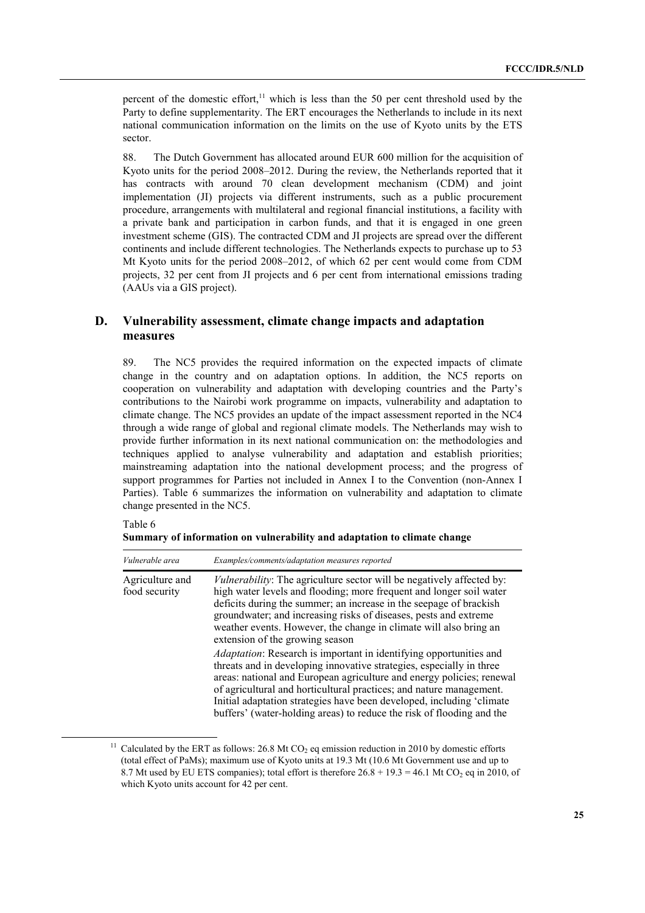percent of the domestic effort,[11] which is less than the 50 per cent threshold used by the Party to define supplementarity. The ERT encourages the Netherlands to include in its next national communication information on the limits on the use of Kyoto units by the ETS sector.

88. The Dutch Government has allocated around EUR 600 million for the acquisition of Kyoto units for the period 2008–2012. During the review, the Netherlands reported that it has contracts with around 70 clean development mechanism (CDM) and joint implementation (JI) projects via different instruments, such as a public procurement procedure, arrangements with multilateral and regional financial institutions, a facility with a private bank and participation in carbon funds, and that it is engaged in one green investment scheme (GIS). The contracted CDM and JI projects are spread over the different continents and include different technologies. The Netherlands expects to purchase up to 53 Mt Kyoto units for the period 2008–2012, of which 62 per cent would come from CDM projects, 32 per cent from JI projects and 6 per cent from international emissions trading (AAUs via a GIS project).

## D. Vulnerability assessment, climate change impacts and adaptation measures

89. The NC5 provides the required information on the expected impacts of climate change in the country and on adaptation options. In addition, the NC5 reports on cooperation on vulnerability and adaptation with developing countries and the Party's contributions to the Nairobi work programme on impacts, vulnerability and adaptation to climate change. The NC5 provides an update of the impact assessment reported in the NC4 through a wide range of global and regional climate models. The Netherlands may wish to provide further information in its next national communication on: the methodologies and techniques applied to analyse vulnerability and adaptation and establish priorities; mainstreaming adaptation into the national development process; and the progress of support programmes for Parties not included in Annex I to the Convention (non-Annex I Parties). Table 6 summarizes the information on vulnerability and adaptation to climate change presented in the NC5.

Table 6
**Summary of information on vulnerability and adaptation to climate change**

| *Vulnerable area* | *Examples/comments/adaptation measures reported* |
|---|---|
| Agriculture and food security | *Vulnerability*: The agriculture sector will be negatively affected by: high water levels and flooding; more frequent and longer soil water deficits during the summer; an increase in the seepage of brackish groundwater; and increasing risks of diseases, pests and extreme weather events. However, the change in climate will also bring an extension of the growing season<br>*Adaptation*: Research is important in identifying opportunities and threats and in developing innovative strategies, especially in three areas: national and European agriculture and energy policies; renewal of agricultural and horticultural practices; and nature management. Initial adaptation strategies have been developed, including 'climate buffers' (water-holding areas) to reduce the risk of flooding and the |

[11] Calculated by the ERT as follows: 26.8 Mt $CO_2$ eq emission reduction in 2010 by domestic efforts (total effect of PaMs); maximum use of Kyoto units at 19.3 Mt (10.6 Mt Government use and up to 8.7 Mt used by EU ETS companies); total effort is therefore $26.8 + 19.3 = 46.1$ Mt $CO_2$ eq in 2010, of which Kyoto units account for 42 per cent.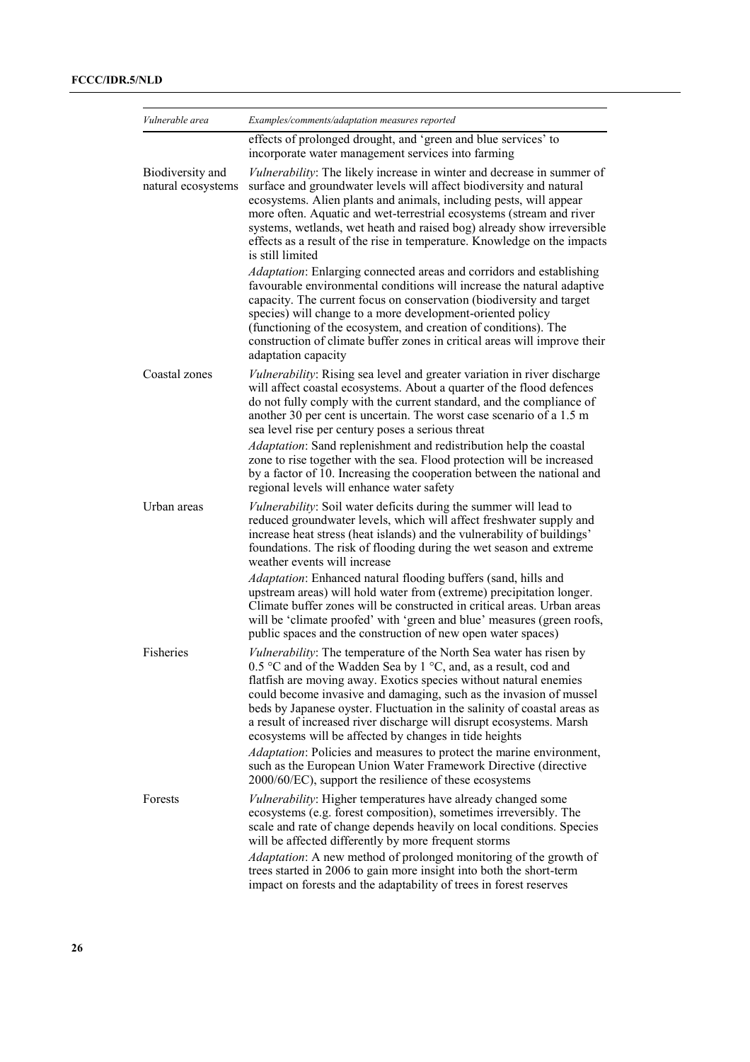| *Vulnerable area* | *Examples/comments/adaptation measures reported* |
|---|---|
| | effects of prolonged drought, and 'green and blue services' to incorporate water management services into farming |
| Biodiversity and natural ecosystems | *Vulnerability*: The likely increase in winter and decrease in summer of surface and groundwater levels will affect biodiversity and natural ecosystems. Alien plants and animals, including pests, will appear more often. Aquatic and wet-terrestrial ecosystems (stream and river systems, wetlands, wet heath and raised bog) already show irreversible effects as a result of the rise in temperature. Knowledge on the impacts is still limited<br>*Adaptation*: Enlarging connected areas and corridors and establishing favourable environmental conditions will increase the natural adaptive capacity. The current focus on conservation (biodiversity and target species) will change to a more development-oriented policy (functioning of the ecosystem, and creation of conditions). The construction of climate buffer zones in critical areas will improve their adaptation capacity |
| Coastal zones | *Vulnerability*: Rising sea level and greater variation in river discharge will affect coastal ecosystems. About a quarter of the flood defences do not fully comply with the current standard, and the compliance of another 30 per cent is uncertain. The worst case scenario of a 1.5 m sea level rise per century poses a serious threat<br>*Adaptation*: Sand replenishment and redistribution help the coastal zone to rise together with the sea. Flood protection will be increased by a factor of 10. Increasing the cooperation between the national and regional levels will enhance water safety |
| Urban areas | *Vulnerability*: Soil water deficits during the summer will lead to reduced groundwater levels, which will affect freshwater supply and increase heat stress (heat islands) and the vulnerability of buildings' foundations. The risk of flooding during the wet season and extreme weather events will increase<br>*Adaptation*: Enhanced natural flooding buffers (sand, hills and upstream areas) will hold water from (extreme) precipitation longer. Climate buffer zones will be constructed in critical areas. Urban areas will be 'climate proofed' with 'green and blue' measures (green roofs, public spaces and the construction of new open water spaces) |
| Fisheries | *Vulnerability*: The temperature of the North Sea water has risen by 0.5 °C and of the Wadden Sea by 1 °C, and, as a result, cod and flatfish are moving away. Exotics species without natural enemies could become invasive and damaging, such as the invasion of mussel beds by Japanese oyster. Fluctuation in the salinity of coastal areas as a result of increased river discharge will disrupt ecosystems. Marsh ecosystems will be affected by changes in tide heights<br>*Adaptation*: Policies and measures to protect the marine environment, such as the European Union Water Framework Directive (directive 2000/60/EC), support the resilience of these ecosystems |
| Forests | *Vulnerability*: Higher temperatures have already changed some ecosystems (e.g. forest composition), sometimes irreversibly. The scale and rate of change depends heavily on local conditions. Species will be affected differently by more frequent storms<br>*Adaptation*: A new method of prolonged monitoring of the growth of trees started in 2006 to gain more insight into both the short-term impact on forests and the adaptability of trees in forest reserves |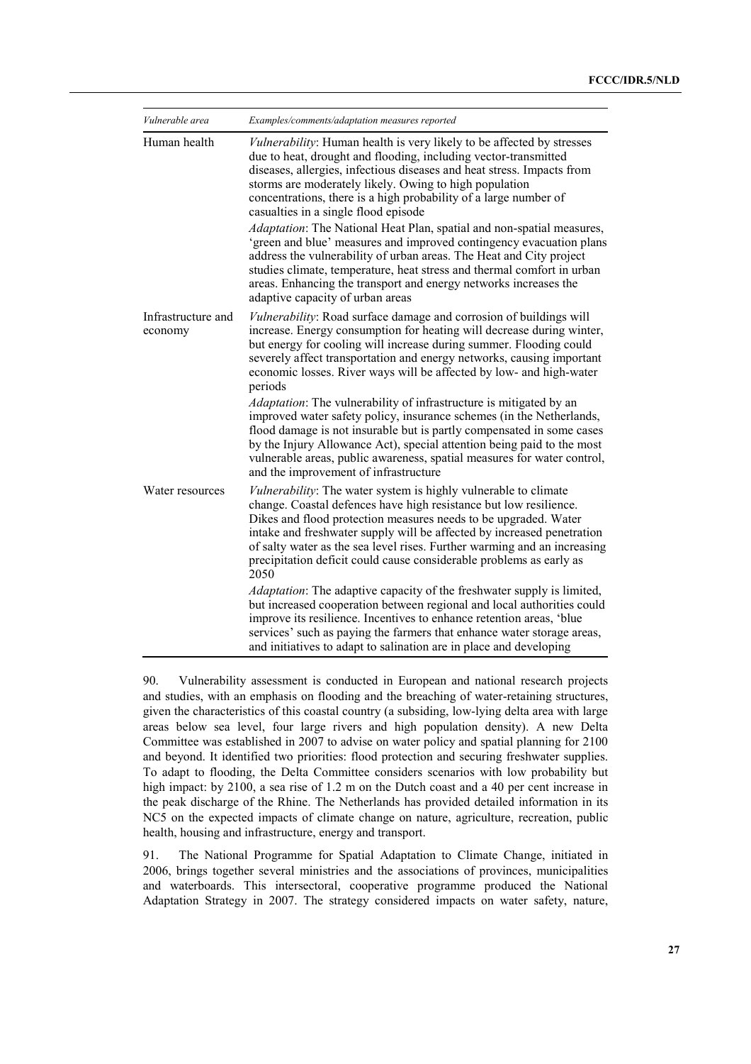| *Vulnerable area* | *Examples/comments/adaptation measures reported* |
| --- | --- |
| Human health | *Vulnerability*: Human health is very likely to be affected by stresses due to heat, drought and flooding, including vector-transmitted diseases, allergies, infectious diseases and heat stress. Impacts from storms are moderately likely. Owing to high population concentrations, there is a high probability of a large number of casualties in a single flood episode<br>*Adaptation*: The National Heat Plan, spatial and non-spatial measures, 'green and blue' measures and improved contingency evacuation plans address the vulnerability of urban areas. The Heat and City project studies climate, temperature, heat stress and thermal comfort in urban areas. Enhancing the transport and energy networks increases the adaptive capacity of urban areas |
| Infrastructure and economy | *Vulnerability*: Road surface damage and corrosion of buildings will increase. Energy consumption for heating will decrease during winter, but energy for cooling will increase during summer. Flooding could severely affect transportation and energy networks, causing important economic losses. River ways will be affected by low- and high-water periods<br>*Adaptation*: The vulnerability of infrastructure is mitigated by an improved water safety policy, insurance schemes (in the Netherlands, flood damage is not insurable but is partly compensated in some cases by the Injury Allowance Act), special attention being paid to the most vulnerable areas, public awareness, spatial measures for water control, and the improvement of infrastructure |
| Water resources | *Vulnerability*: The water system is highly vulnerable to climate change. Coastal defences have high resistance but low resilience. Dikes and flood protection measures needs to be upgraded. Water intake and freshwater supply will be affected by increased penetration of salty water as the sea level rises. Further warming and an increasing precipitation deficit could cause considerable problems as early as 2050<br>*Adaptation*: The adaptive capacity of the freshwater supply is limited, but increased cooperation between regional and local authorities could improve its resilience. Incentives to enhance retention areas, 'blue services' such as paying the farmers that enhance water storage areas, and initiatives to adapt to salination are in place and developing |

90. Vulnerability assessment is conducted in European and national research projects and studies, with an emphasis on flooding and the breaching of water-retaining structures, given the characteristics of this coastal country (a subsiding, low-lying delta area with large areas below sea level, four large rivers and high population density). A new Delta Committee was established in 2007 to advise on water policy and spatial planning for 2100 and beyond. It identified two priorities: flood protection and securing freshwater supplies. To adapt to flooding, the Delta Committee considers scenarios with low probability but high impact: by 2100, a sea rise of 1.2 m on the Dutch coast and a 40 per cent increase in the peak discharge of the Rhine. The Netherlands has provided detailed information in its NC5 on the expected impacts of climate change on nature, agriculture, recreation, public health, housing and infrastructure, energy and transport.

91. The National Programme for Spatial Adaptation to Climate Change, initiated in 2006, brings together several ministries and the associations of provinces, municipalities and waterboards. This intersectoral, cooperative programme produced the National Adaptation Strategy in 2007. The strategy considered impacts on water safety, nature,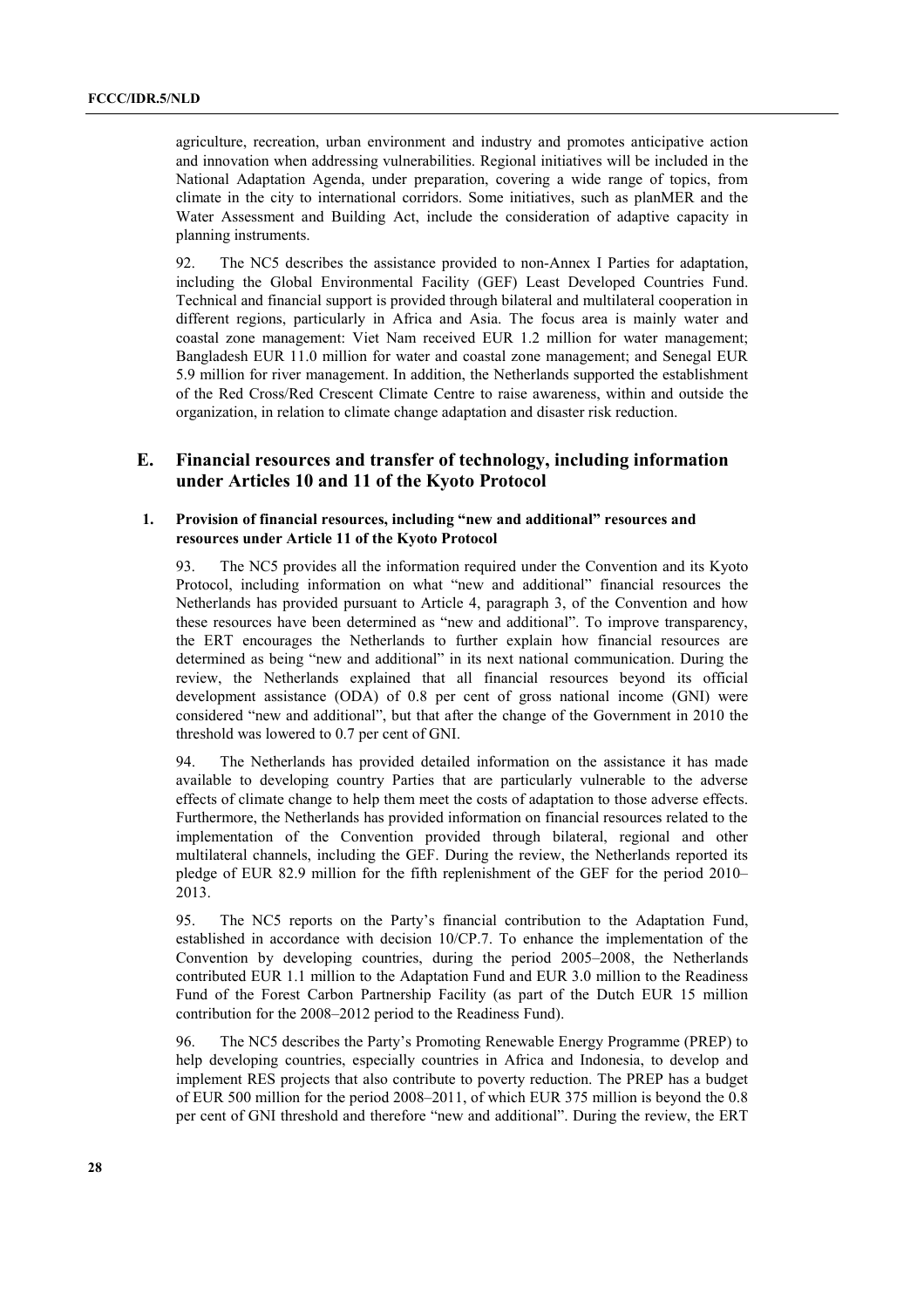agriculture, recreation, urban environment and industry and promotes anticipative action and innovation when addressing vulnerabilities. Regional initiatives will be included in the National Adaptation Agenda, under preparation, covering a wide range of topics, from climate in the city to international corridors. Some initiatives, such as planMER and the Water Assessment and Building Act, include the consideration of adaptive capacity in planning instruments.

92. The NC5 describes the assistance provided to non-Annex I Parties for adaptation, including the Global Environmental Facility (GEF) Least Developed Countries Fund. Technical and financial support is provided through bilateral and multilateral cooperation in different regions, particularly in Africa and Asia. The focus area is mainly water and coastal zone management: Viet Nam received EUR 1.2 million for water management; Bangladesh EUR 11.0 million for water and coastal zone management; and Senegal EUR 5.9 million for river management. In addition, the Netherlands supported the establishment of the Red Cross/Red Crescent Climate Centre to raise awareness, within and outside the organization, in relation to climate change adaptation and disaster risk reduction.

## E. Financial resources and transfer of technology, including information under Articles 10 and 11 of the Kyoto Protocol

### 1. Provision of financial resources, including "new and additional" resources and resources under Article 11 of the Kyoto Protocol

93. The NC5 provides all the information required under the Convention and its Kyoto Protocol, including information on what "new and additional" financial resources the Netherlands has provided pursuant to Article 4, paragraph 3, of the Convention and how these resources have been determined as "new and additional". To improve transparency, the ERT encourages the Netherlands to further explain how financial resources are determined as being "new and additional" in its next national communication. During the review, the Netherlands explained that all financial resources beyond its official development assistance (ODA) of 0.8 per cent of gross national income (GNI) were considered "new and additional", but that after the change of the Government in 2010 the threshold was lowered to 0.7 per cent of GNI.

94. The Netherlands has provided detailed information on the assistance it has made available to developing country Parties that are particularly vulnerable to the adverse effects of climate change to help them meet the costs of adaptation to those adverse effects. Furthermore, the Netherlands has provided information on financial resources related to the implementation of the Convention provided through bilateral, regional and other multilateral channels, including the GEF. During the review, the Netherlands reported its pledge of EUR 82.9 million for the fifth replenishment of the GEF for the period 2010–2013.

95. The NC5 reports on the Party's financial contribution to the Adaptation Fund, established in accordance with decision 10/CP.7. To enhance the implementation of the Convention by developing countries, during the period 2005–2008, the Netherlands contributed EUR 1.1 million to the Adaptation Fund and EUR 3.0 million to the Readiness Fund of the Forest Carbon Partnership Facility (as part of the Dutch EUR 15 million contribution for the 2008–2012 period to the Readiness Fund).

96. The NC5 describes the Party's Promoting Renewable Energy Programme (PREP) to help developing countries, especially countries in Africa and Indonesia, to develop and implement RES projects that also contribute to poverty reduction. The PREP has a budget of EUR 500 million for the period 2008–2011, of which EUR 375 million is beyond the 0.8 per cent of GNI threshold and therefore "new and additional". During the review, the ERT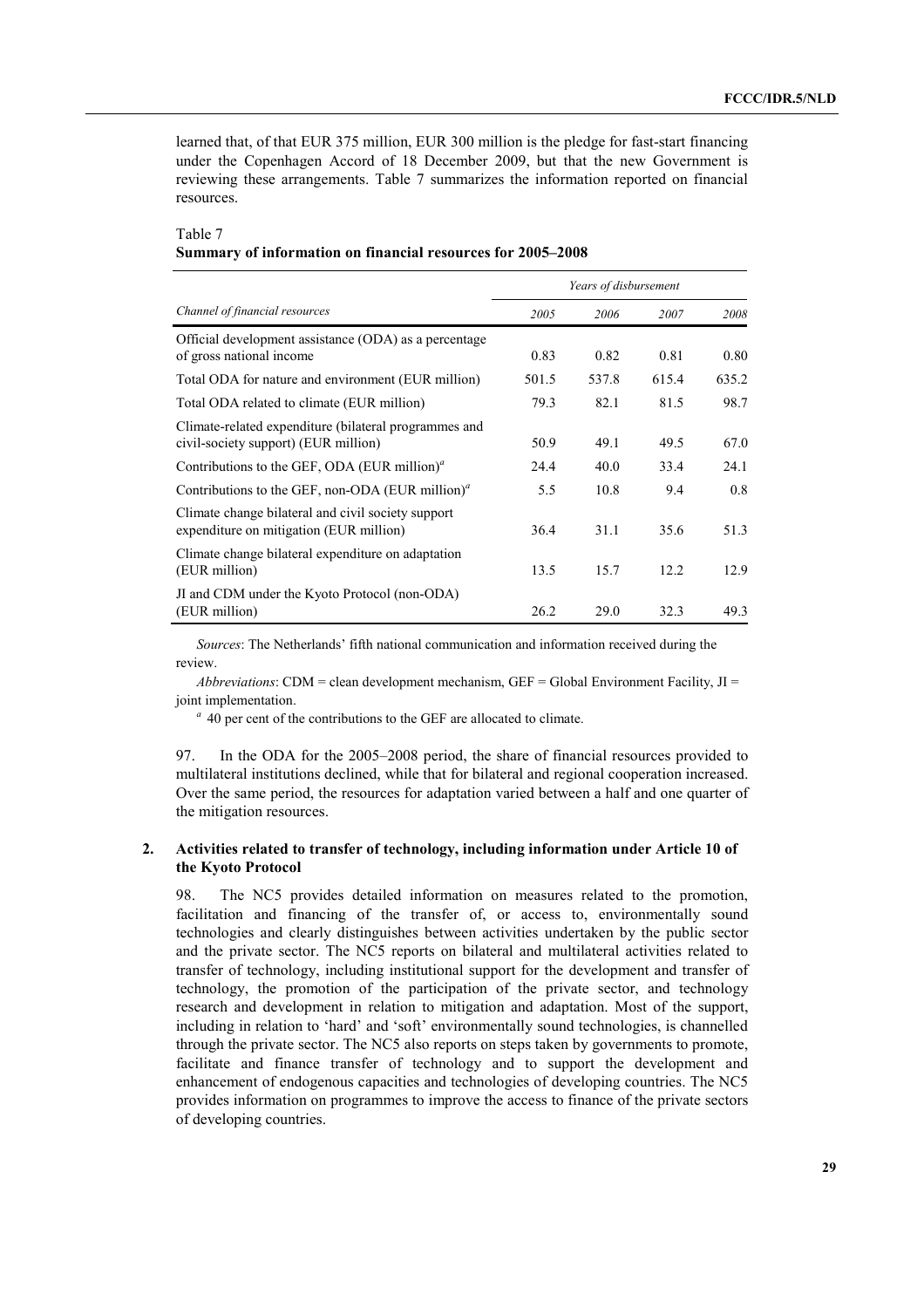learned that, of that EUR 375 million, EUR 300 million is the pledge for fast-start financing under the Copenhagen Accord of 18 December 2009, but that the new Government is reviewing these arrangements. Table 7 summarizes the information reported on financial resources.

Table 7
**Summary of information on financial resources for 2005–2008**

| *Channel of financial resources* | *Years of disbursement* | | | |
|---|---|---|---|---|
| | *2005* | *2006* | *2007* | *2008* |
| Official development assistance (ODA) as a percentage of gross national income | 0.83 | 0.82 | 0.81 | 0.80 |
| Total ODA for nature and environment (EUR million) | 501.5 | 537.8 | 615.4 | 635.2 |
| Total ODA related to climate (EUR million) | 79.3 | 82.1 | 81.5 | 98.7 |
| Climate-related expenditure (bilateral programmes and civil-society support) (EUR million) | 50.9 | 49.1 | 49.5 | 67.0 |
| Contributions to the GEF, ODA (EUR million)[a] | 24.4 | 40.0 | 33.4 | 24.1 |
| Contributions to the GEF, non-ODA (EUR million)[a] | 5.5 | 10.8 | 9.4 | 0.8 |
| Climate change bilateral and civil society support expenditure on mitigation (EUR million) | 36.4 | 31.1 | 35.6 | 51.3 |
| Climate change bilateral expenditure on adaptation (EUR million) | 13.5 | 15.7 | 12.2 | 12.9 |
| JI and CDM under the Kyoto Protocol (non-ODA) (EUR million) | 26.2 | 29.0 | 32.3 | 49.3 |

*Sources*: The Netherlands' fifth national communication and information received during the review.

*Abbreviations*: CDM = clean development mechanism, GEF = Global Environment Facility, JI = joint implementation.

[a] 40 per cent of the contributions to the GEF are allocated to climate.

97. In the ODA for the 2005–2008 period, the share of financial resources provided to multilateral institutions declined, while that for bilateral and regional cooperation increased. Over the same period, the resources for adaptation varied between a half and one quarter of the mitigation resources.

### 2. Activities related to transfer of technology, including information under Article 10 of the Kyoto Protocol

98. The NC5 provides detailed information on measures related to the promotion, facilitation and financing of the transfer of, or access to, environmentally sound technologies and clearly distinguishes between activities undertaken by the public sector and the private sector. The NC5 reports on bilateral and multilateral activities related to transfer of technology, including institutional support for the development and transfer of technology, the promotion of the participation of the private sector, and technology research and development in relation to mitigation and adaptation. Most of the support, including in relation to 'hard' and 'soft' environmentally sound technologies, is channelled through the private sector. The NC5 also reports on steps taken by governments to promote, facilitate and finance transfer of technology and to support the development and enhancement of endogenous capacities and technologies of developing countries. The NC5 provides information on programmes to improve the access to finance of the private sectors of developing countries.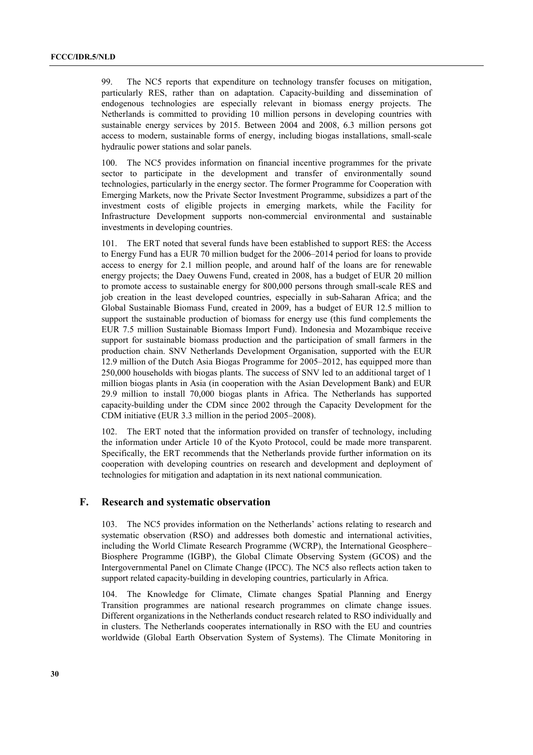99. The NC5 reports that expenditure on technology transfer focuses on mitigation, particularly RES, rather than on adaptation. Capacity-building and dissemination of endogenous technologies are especially relevant in biomass energy projects. The Netherlands is committed to providing 10 million persons in developing countries with sustainable energy services by 2015. Between 2004 and 2008, 6.3 million persons got access to modern, sustainable forms of energy, including biogas installations, small-scale hydraulic power stations and solar panels.

100. The NC5 provides information on financial incentive programmes for the private sector to participate in the development and transfer of environmentally sound technologies, particularly in the energy sector. The former Programme for Cooperation with Emerging Markets, now the Private Sector Investment Programme, subsidizes a part of the investment costs of eligible projects in emerging markets, while the Facility for Infrastructure Development supports non-commercial environmental and sustainable investments in developing countries.

101. The ERT noted that several funds have been established to support RES: the Access to Energy Fund has a EUR 70 million budget for the 2006–2014 period for loans to provide access to energy for 2.1 million people, and around half of the loans are for renewable energy projects; the Daey Ouwens Fund, created in 2008, has a budget of EUR 20 million to promote access to sustainable energy for 800,000 persons through small-scale RES and job creation in the least developed countries, especially in sub-Saharan Africa; and the Global Sustainable Biomass Fund, created in 2009, has a budget of EUR 12.5 million to support the sustainable production of biomass for energy use (this fund complements the EUR 7.5 million Sustainable Biomass Import Fund). Indonesia and Mozambique receive support for sustainable biomass production and the participation of small farmers in the production chain. SNV Netherlands Development Organisation, supported with the EUR 12.9 million of the Dutch Asia Biogas Programme for 2005–2012, has equipped more than 250,000 households with biogas plants. The success of SNV led to an additional target of 1 million biogas plants in Asia (in cooperation with the Asian Development Bank) and EUR 29.9 million to install 70,000 biogas plants in Africa. The Netherlands has supported capacity-building under the CDM since 2002 through the Capacity Development for the CDM initiative (EUR 3.3 million in the period 2005–2008).

102. The ERT noted that the information provided on transfer of technology, including the information under Article 10 of the Kyoto Protocol, could be made more transparent. Specifically, the ERT recommends that the Netherlands provide further information on its cooperation with developing countries on research and development and deployment of technologies for mitigation and adaptation in its next national communication.

## F. Research and systematic observation

103. The NC5 provides information on the Netherlands' actions relating to research and systematic observation (RSO) and addresses both domestic and international activities, including the World Climate Research Programme (WCRP), the International Geosphere–Biosphere Programme (IGBP), the Global Climate Observing System (GCOS) and the Intergovernmental Panel on Climate Change (IPCC). The NC5 also reflects action taken to support related capacity-building in developing countries, particularly in Africa.

104. The Knowledge for Climate, Climate changes Spatial Planning and Energy Transition programmes are national research programmes on climate change issues. Different organizations in the Netherlands conduct research related to RSO individually and in clusters. The Netherlands cooperates internationally in RSO with the EU and countries worldwide (Global Earth Observation System of Systems). The Climate Monitoring in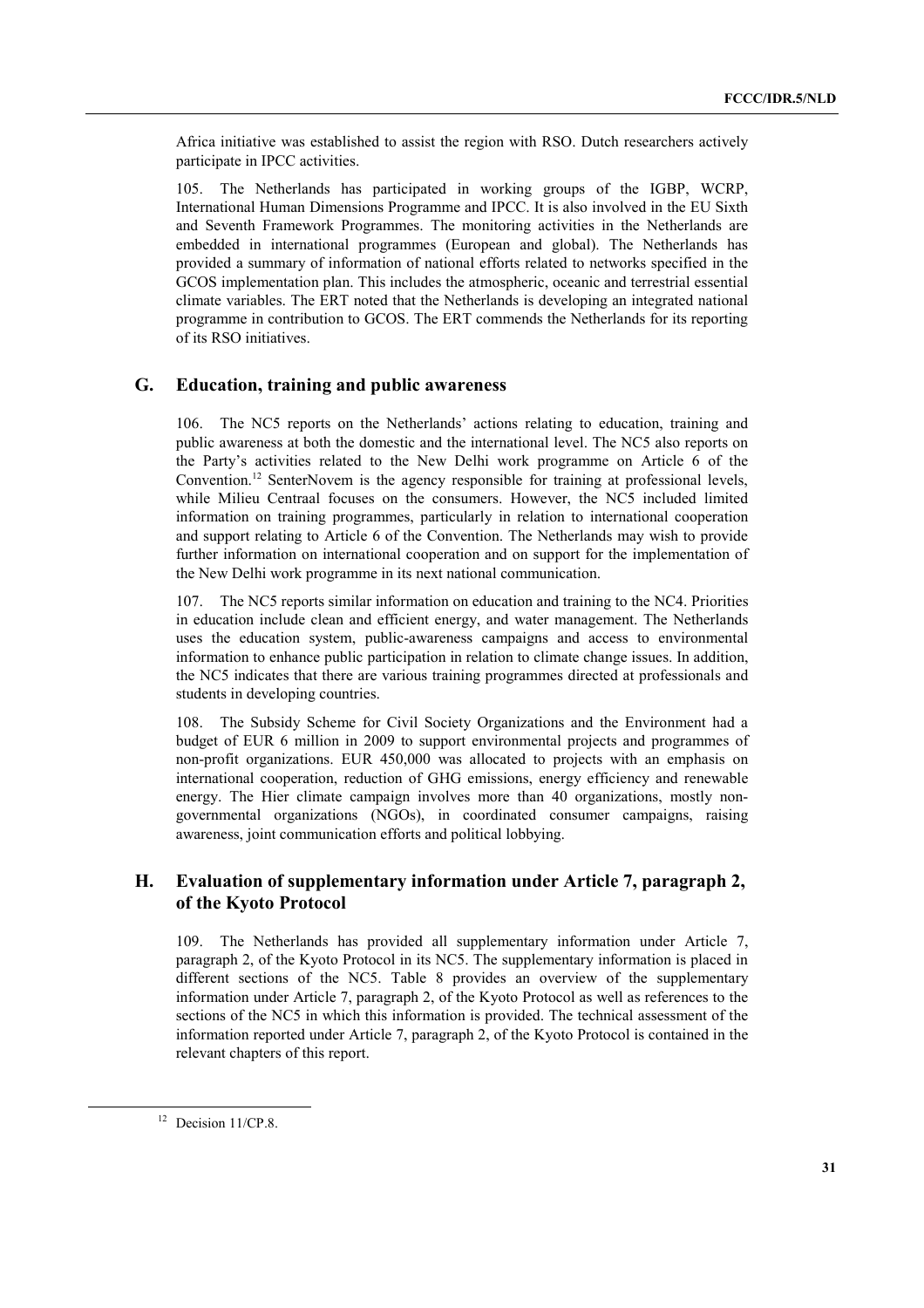Africa initiative was established to assist the region with RSO. Dutch researchers actively participate in IPCC activities.

105. The Netherlands has participated in working groups of the IGBP, WCRP, International Human Dimensions Programme and IPCC. It is also involved in the EU Sixth and Seventh Framework Programmes. The monitoring activities in the Netherlands are embedded in international programmes (European and global). The Netherlands has provided a summary of information of national efforts related to networks specified in the GCOS implementation plan. This includes the atmospheric, oceanic and terrestrial essential climate variables. The ERT noted that the Netherlands is developing an integrated national programme in contribution to GCOS. The ERT commends the Netherlands for its reporting of its RSO initiatives.

## G. Education, training and public awareness

106. The NC5 reports on the Netherlands' actions relating to education, training and public awareness at both the domestic and the international level. The NC5 also reports on the Party's activities related to the New Delhi work programme on Article 6 of the Convention.[12] SenterNovem is the agency responsible for training at professional levels, while Milieu Centraal focuses on the consumers. However, the NC5 included limited information on training programmes, particularly in relation to international cooperation and support relating to Article 6 of the Convention. The Netherlands may wish to provide further information on international cooperation and on support for the implementation of the New Delhi work programme in its next national communication.

107. The NC5 reports similar information on education and training to the NC4. Priorities in education include clean and efficient energy, and water management. The Netherlands uses the education system, public-awareness campaigns and access to environmental information to enhance public participation in relation to climate change issues. In addition, the NC5 indicates that there are various training programmes directed at professionals and students in developing countries.

108. The Subsidy Scheme for Civil Society Organizations and the Environment had a budget of EUR 6 million in 2009 to support environmental projects and programmes of non-profit organizations. EUR 450,000 was allocated to projects with an emphasis on international cooperation, reduction of GHG emissions, energy efficiency and renewable energy. The Hier climate campaign involves more than 40 organizations, mostly non-governmental organizations (NGOs), in coordinated consumer campaigns, raising awareness, joint communication efforts and political lobbying.

## H. Evaluation of supplementary information under Article 7, paragraph 2, of the Kyoto Protocol

109. The Netherlands has provided all supplementary information under Article 7, paragraph 2, of the Kyoto Protocol in its NC5. The supplementary information is placed in different sections of the NC5. Table 8 provides an overview of the supplementary information under Article 7, paragraph 2, of the Kyoto Protocol as well as references to the sections of the NC5 in which this information is provided. The technical assessment of the information reported under Article 7, paragraph 2, of the Kyoto Protocol is contained in the relevant chapters of this report.

[12] Decision 11/CP.8.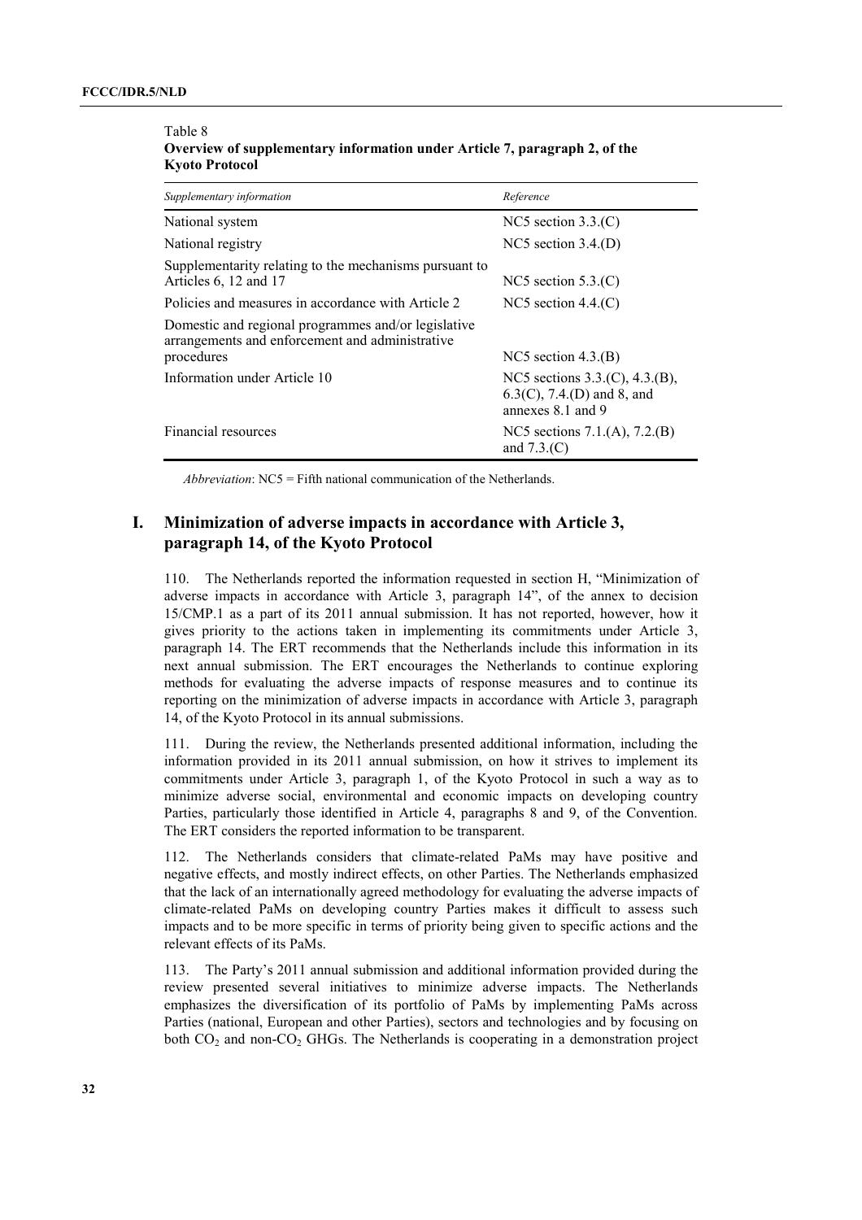Table 8
**Overview of supplementary information under Article 7, paragraph 2, of the Kyoto Protocol**

| *Supplementary information* | *Reference* |
| --- | --- |
| National system | NC5 section 3.3.(C) |
| National registry | NC5 section 3.4.(D) |
| Supplementarity relating to the mechanisms pursuant to Articles 6, 12 and 17 | NC5 section 5.3.(C) |
| Policies and measures in accordance with Article 2 | NC5 section 4.4.(C) |
| Domestic and regional programmes and/or legislative arrangements and enforcement and administrative procedures | NC5 section 4.3.(B) |
| Information under Article 10 | NC5 sections 3.3.(C), 4.3.(B), 6.3(C), 7.4.(D) and 8, and annexes 8.1 and 9 |
| Financial resources | NC5 sections 7.1.(A), 7.2.(B) and 7.3.(C) |

*Abbreviation*: NC5 = Fifth national communication of the Netherlands.

## I. Minimization of adverse impacts in accordance with Article 3, paragraph 14, of the Kyoto Protocol

110. The Netherlands reported the information requested in section H, "Minimization of adverse impacts in accordance with Article 3, paragraph 14", of the annex to decision 15/CMP.1 as a part of its 2011 annual submission. It has not reported, however, how it gives priority to the actions taken in implementing its commitments under Article 3, paragraph 14. The ERT recommends that the Netherlands include this information in its next annual submission. The ERT encourages the Netherlands to continue exploring methods for evaluating the adverse impacts of response measures and to continue its reporting on the minimization of adverse impacts in accordance with Article 3, paragraph 14, of the Kyoto Protocol in its annual submissions.

111. During the review, the Netherlands presented additional information, including the information provided in its 2011 annual submission, on how it strives to implement its commitments under Article 3, paragraph 1, of the Kyoto Protocol in such a way as to minimize adverse social, environmental and economic impacts on developing country Parties, particularly those identified in Article 4, paragraphs 8 and 9, of the Convention. The ERT considers the reported information to be transparent.

112. The Netherlands considers that climate-related PaMs may have positive and negative effects, and mostly indirect effects, on other Parties. The Netherlands emphasized that the lack of an internationally agreed methodology for evaluating the adverse impacts of climate-related PaMs on developing country Parties makes it difficult to assess such impacts and to be more specific in terms of priority being given to specific actions and the relevant effects of its PaMs.

113. The Party's 2011 annual submission and additional information provided during the review presented several initiatives to minimize adverse impacts. The Netherlands emphasizes the diversification of its portfolio of PaMs by implementing PaMs across Parties (national, European and other Parties), sectors and technologies and by focusing on both $CO_2$ and non-$CO_2$ GHGs. The Netherlands is cooperating in a demonstration project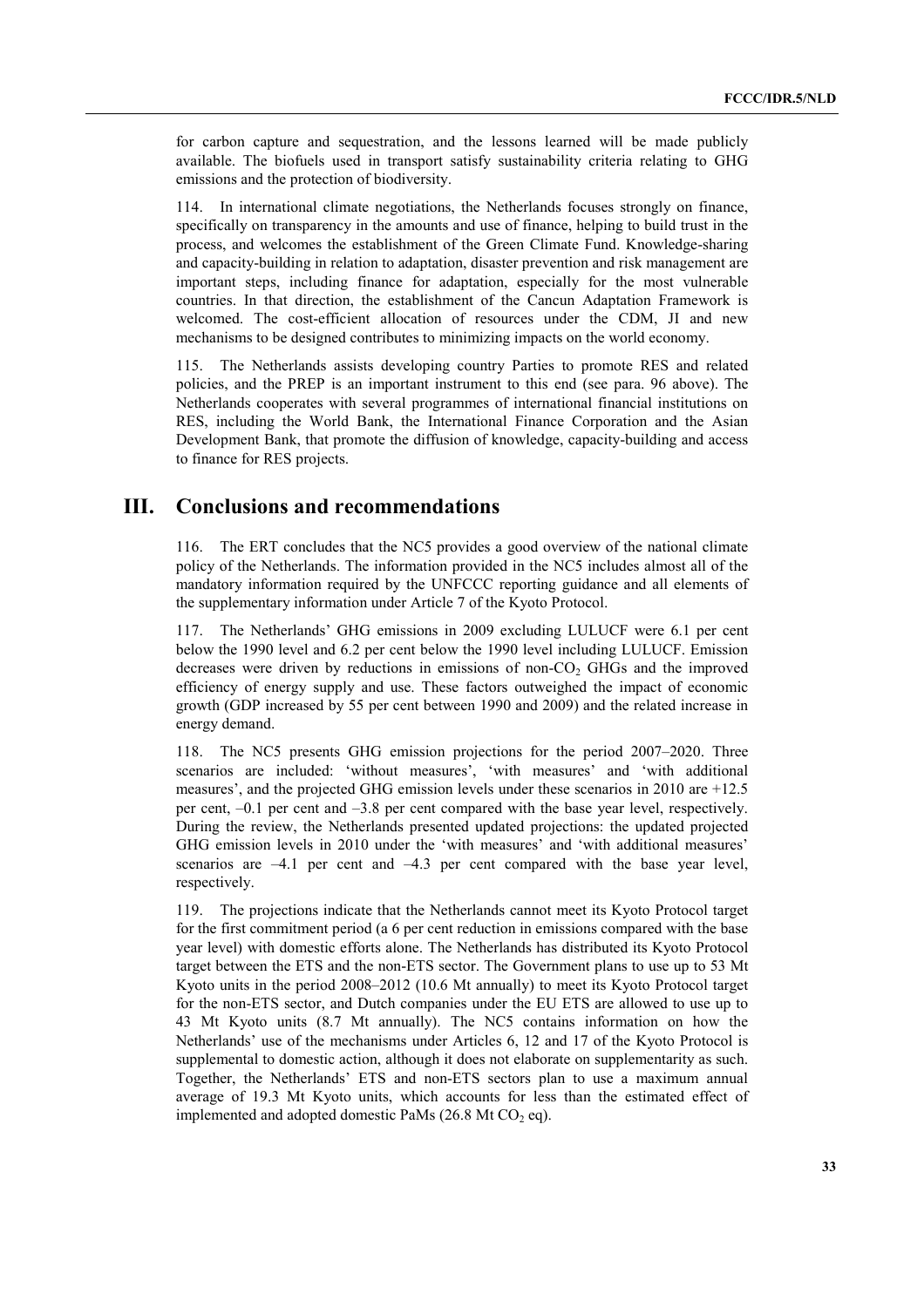for carbon capture and sequestration, and the lessons learned will be made publicly available. The biofuels used in transport satisfy sustainability criteria relating to GHG emissions and the protection of biodiversity.

114. In international climate negotiations, the Netherlands focuses strongly on finance, specifically on transparency in the amounts and use of finance, helping to build trust in the process, and welcomes the establishment of the Green Climate Fund. Knowledge-sharing and capacity-building in relation to adaptation, disaster prevention and risk management are important steps, including finance for adaptation, especially for the most vulnerable countries. In that direction, the establishment of the Cancun Adaptation Framework is welcomed. The cost-efficient allocation of resources under the CDM, JI and new mechanisms to be designed contributes to minimizing impacts on the world economy.

115. The Netherlands assists developing country Parties to promote RES and related policies, and the PREP is an important instrument to this end (see para. 96 above). The Netherlands cooperates with several programmes of international financial institutions on RES, including the World Bank, the International Finance Corporation and the Asian Development Bank, that promote the diffusion of knowledge, capacity-building and access to finance for RES projects.

# III. Conclusions and recommendations

116. The ERT concludes that the NC5 provides a good overview of the national climate policy of the Netherlands. The information provided in the NC5 includes almost all of the mandatory information required by the UNFCCC reporting guidance and all elements of the supplementary information under Article 7 of the Kyoto Protocol.

117. The Netherlands' GHG emissions in 2009 excluding LULUCF were 6.1 per cent below the 1990 level and 6.2 per cent below the 1990 level including LULUCF. Emission decreases were driven by reductions in emissions of non-$CO_2$ GHGs and the improved efficiency of energy supply and use. These factors outweighed the impact of economic growth (GDP increased by 55 per cent between 1990 and 2009) and the related increase in energy demand.

118. The NC5 presents GHG emission projections for the period 2007–2020. Three scenarios are included: 'without measures', 'with measures' and 'with additional measures', and the projected GHG emission levels under these scenarios in 2010 are +12.5 per cent, –0.1 per cent and –3.8 per cent compared with the base year level, respectively. During the review, the Netherlands presented updated projections: the updated projected GHG emission levels in 2010 under the 'with measures' and 'with additional measures' scenarios are –4.1 per cent and –4.3 per cent compared with the base year level, respectively.

119. The projections indicate that the Netherlands cannot meet its Kyoto Protocol target for the first commitment period (a 6 per cent reduction in emissions compared with the base year level) with domestic efforts alone. The Netherlands has distributed its Kyoto Protocol target between the ETS and the non-ETS sector. The Government plans to use up to 53 Mt Kyoto units in the period 2008–2012 (10.6 Mt annually) to meet its Kyoto Protocol target for the non-ETS sector, and Dutch companies under the EU ETS are allowed to use up to 43 Mt Kyoto units (8.7 Mt annually). The NC5 contains information on how the Netherlands' use of the mechanisms under Articles 6, 12 and 17 of the Kyoto Protocol is supplemental to domestic action, although it does not elaborate on supplementarity as such. Together, the Netherlands' ETS and non-ETS sectors plan to use a maximum annual average of 19.3 Mt Kyoto units, which accounts for less than the estimated effect of implemented and adopted domestic PaMs (26.8 Mt $CO_2$ eq).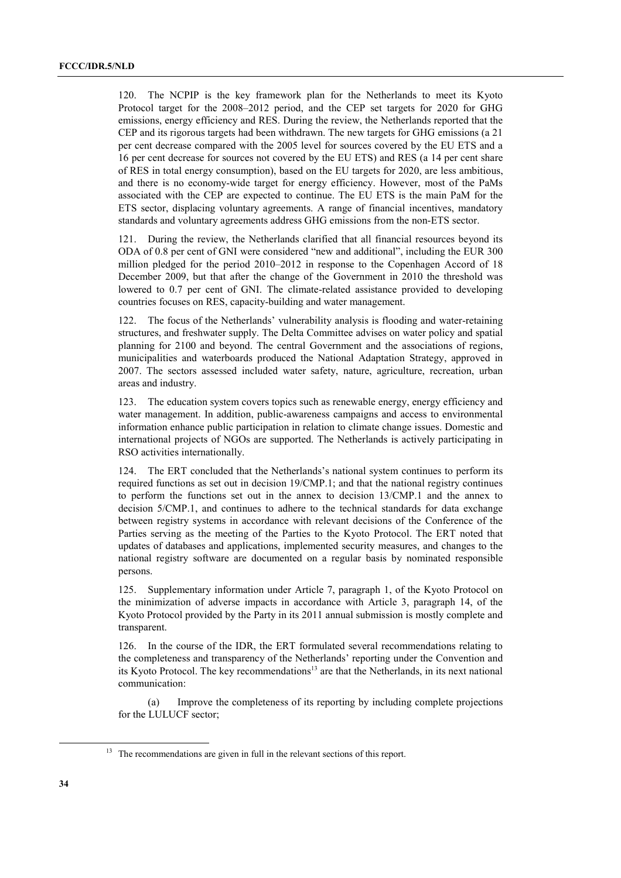120. The NCPIP is the key framework plan for the Netherlands to meet its Kyoto Protocol target for the 2008–2012 period, and the CEP set targets for 2020 for GHG emissions, energy efficiency and RES. During the review, the Netherlands reported that the CEP and its rigorous targets had been withdrawn. The new targets for GHG emissions (a 21 per cent decrease compared with the 2005 level for sources covered by the EU ETS and a 16 per cent decrease for sources not covered by the EU ETS) and RES (a 14 per cent share of RES in total energy consumption), based on the EU targets for 2020, are less ambitious, and there is no economy-wide target for energy efficiency. However, most of the PaMs associated with the CEP are expected to continue. The EU ETS is the main PaM for the ETS sector, displacing voluntary agreements. A range of financial incentives, mandatory standards and voluntary agreements address GHG emissions from the non-ETS sector.

121. During the review, the Netherlands clarified that all financial resources beyond its ODA of 0.8 per cent of GNI were considered "new and additional", including the EUR 300 million pledged for the period 2010–2012 in response to the Copenhagen Accord of 18 December 2009, but that after the change of the Government in 2010 the threshold was lowered to 0.7 per cent of GNI. The climate-related assistance provided to developing countries focuses on RES, capacity-building and water management.

122. The focus of the Netherlands' vulnerability analysis is flooding and water-retaining structures, and freshwater supply. The Delta Committee advises on water policy and spatial planning for 2100 and beyond. The central Government and the associations of regions, municipalities and waterboards produced the National Adaptation Strategy, approved in 2007. The sectors assessed included water safety, nature, agriculture, recreation, urban areas and industry.

123. The education system covers topics such as renewable energy, energy efficiency and water management. In addition, public-awareness campaigns and access to environmental information enhance public participation in relation to climate change issues. Domestic and international projects of NGOs are supported. The Netherlands is actively participating in RSO activities internationally.

124. The ERT concluded that the Netherlands's national system continues to perform its required functions as set out in decision 19/CMP.1; and that the national registry continues to perform the functions set out in the annex to decision 13/CMP.1 and the annex to decision 5/CMP.1, and continues to adhere to the technical standards for data exchange between registry systems in accordance with relevant decisions of the Conference of the Parties serving as the meeting of the Parties to the Kyoto Protocol. The ERT noted that updates of databases and applications, implemented security measures, and changes to the national registry software are documented on a regular basis by nominated responsible persons.

125. Supplementary information under Article 7, paragraph 1, of the Kyoto Protocol on the minimization of adverse impacts in accordance with Article 3, paragraph 14, of the Kyoto Protocol provided by the Party in its 2011 annual submission is mostly complete and transparent.

126. In the course of the IDR, the ERT formulated several recommendations relating to the completeness and transparency of the Netherlands' reporting under the Convention and its Kyoto Protocol. The key recommendations[13] are that the Netherlands, in its next national communication:

(a) Improve the completeness of its reporting by including complete projections for the LULUCF sector;

[13] The recommendations are given in full in the relevant sections of this report.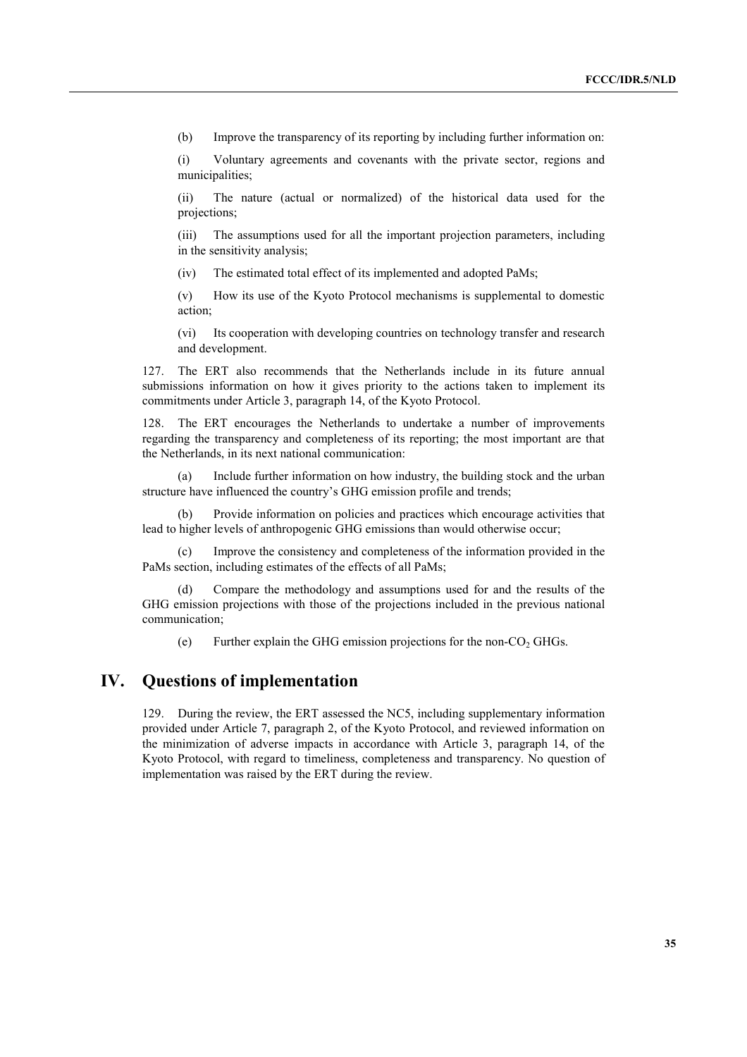(b) Improve the transparency of its reporting by including further information on:

(i) Voluntary agreements and covenants with the private sector, regions and municipalities;

(ii) The nature (actual or normalized) of the historical data used for the projections;

(iii) The assumptions used for all the important projection parameters, including in the sensitivity analysis;

(iv) The estimated total effect of its implemented and adopted PaMs;

(v) How its use of the Kyoto Protocol mechanisms is supplemental to domestic action;

(vi) Its cooperation with developing countries on technology transfer and research and development.

127. The ERT also recommends that the Netherlands include in its future annual submissions information on how it gives priority to the actions taken to implement its commitments under Article 3, paragraph 14, of the Kyoto Protocol.

128. The ERT encourages the Netherlands to undertake a number of improvements regarding the transparency and completeness of its reporting; the most important are that the Netherlands, in its next national communication:

(a) Include further information on how industry, the building stock and the urban structure have influenced the country's GHG emission profile and trends;

(b) Provide information on policies and practices which encourage activities that lead to higher levels of anthropogenic GHG emissions than would otherwise occur;

(c) Improve the consistency and completeness of the information provided in the PaMs section, including estimates of the effects of all PaMs;

(d) Compare the methodology and assumptions used for and the results of the GHG emission projections with those of the projections included in the previous national communication;

(e) Further explain the GHG emission projections for the non-$CO_2$ GHGs.

# IV. Questions of implementation

129. During the review, the ERT assessed the NC5, including supplementary information provided under Article 7, paragraph 2, of the Kyoto Protocol, and reviewed information on the minimization of adverse impacts in accordance with Article 3, paragraph 14, of the Kyoto Protocol, with regard to timeliness, completeness and transparency. No question of implementation was raised by the ERT during the review.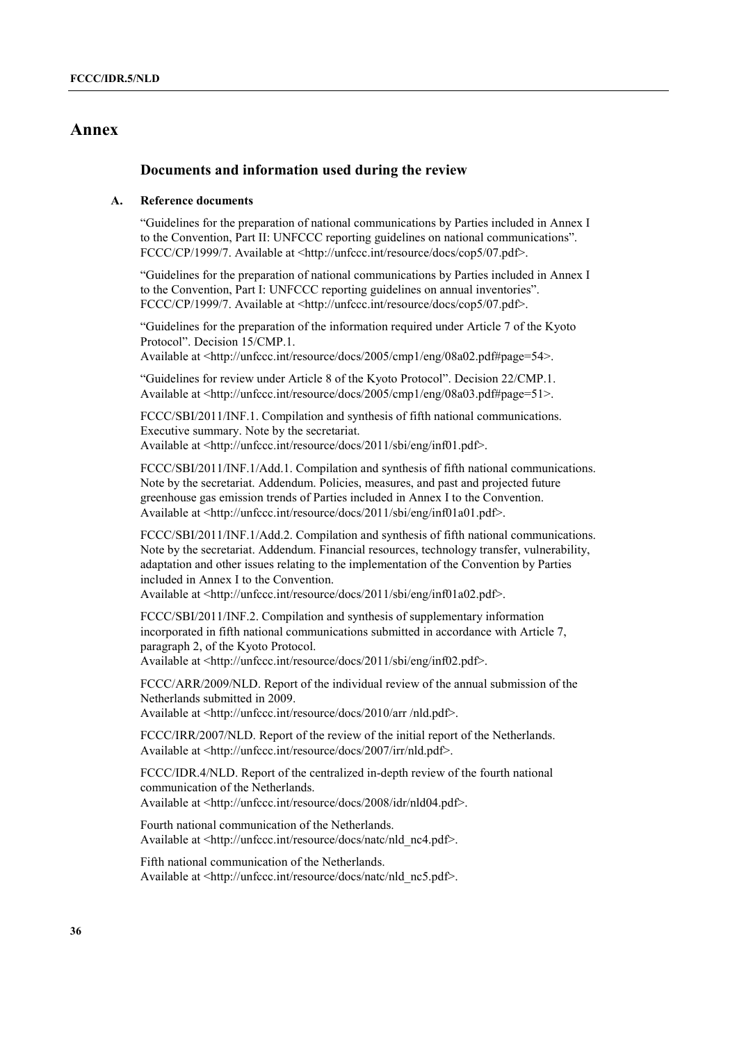# Annex

## Documents and information used during the review

### A. Reference documents

"Guidelines for the preparation of national communications by Parties included in Annex I to the Convention, Part II: UNFCCC reporting guidelines on national communications". FCCC/CP/1999/7. Available at <http://unfccc.int/resource/docs/cop5/07.pdf>.

"Guidelines for the preparation of national communications by Parties included in Annex I to the Convention, Part I: UNFCCC reporting guidelines on annual inventories". FCCC/CP/1999/7. Available at <http://unfccc.int/resource/docs/cop5/07.pdf>.

"Guidelines for the preparation of the information required under Article 7 of the Kyoto Protocol". Decision 15/CMP.1. Available at <http://unfccc.int/resource/docs/2005/cmp1/eng/08a02.pdf#page=54>.

"Guidelines for review under Article 8 of the Kyoto Protocol". Decision 22/CMP.1. Available at <http://unfccc.int/resource/docs/2005/cmp1/eng/08a03.pdf#page=51>.

FCCC/SBI/2011/INF.1. Compilation and synthesis of fifth national communications. Executive summary. Note by the secretariat. Available at <http://unfccc.int/resource/docs/2011/sbi/eng/inf01.pdf>.

FCCC/SBI/2011/INF.1/Add.1. Compilation and synthesis of fifth national communications. Note by the secretariat. Addendum. Policies, measures, and past and projected future greenhouse gas emission trends of Parties included in Annex I to the Convention. Available at <http://unfccc.int/resource/docs/2011/sbi/eng/inf01a01.pdf>.

FCCC/SBI/2011/INF.1/Add.2. Compilation and synthesis of fifth national communications. Note by the secretariat. Addendum. Financial resources, technology transfer, vulnerability, adaptation and other issues relating to the implementation of the Convention by Parties included in Annex I to the Convention. Available at <http://unfccc.int/resource/docs/2011/sbi/eng/inf01a02.pdf>.

FCCC/SBI/2011/INF.2. Compilation and synthesis of supplementary information incorporated in fifth national communications submitted in accordance with Article 7, paragraph 2, of the Kyoto Protocol. Available at <http://unfccc.int/resource/docs/2011/sbi/eng/inf02.pdf>.

FCCC/ARR/2009/NLD. Report of the individual review of the annual submission of the Netherlands submitted in 2009. Available at <http://unfccc.int/resource/docs/2010/arr /nld.pdf>.

FCCC/IRR/2007/NLD. Report of the review of the initial report of the Netherlands. Available at <http://unfccc.int/resource/docs/2007/irr/nld.pdf>.

FCCC/IDR.4/NLD. Report of the centralized in-depth review of the fourth national communication of the Netherlands. Available at <http://unfccc.int/resource/docs/2008/idr/nld04.pdf>.

Fourth national communication of the Netherlands. Available at <http://unfccc.int/resource/docs/natc/nld_nc4.pdf>.

Fifth national communication of the Netherlands. Available at <http://unfccc.int/resource/docs/natc/nld_nc5.pdf>.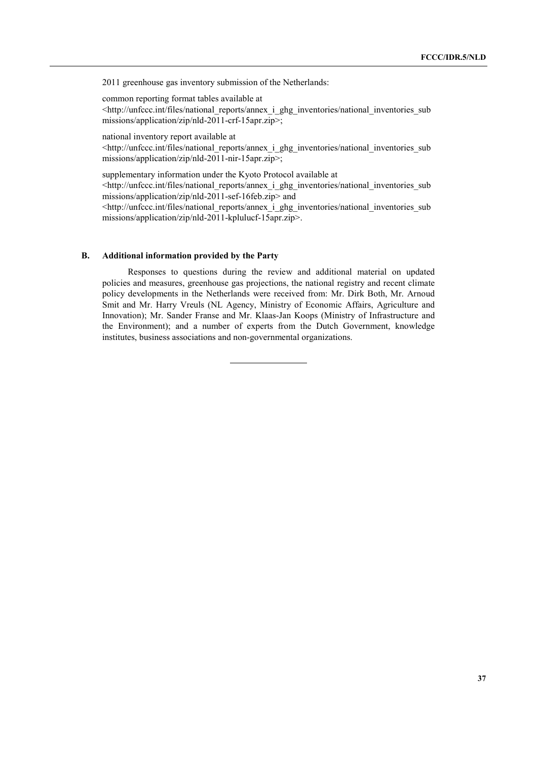2011 greenhouse gas inventory submission of the Netherlands:

common reporting format tables available at <http://unfccc.int/files/national_reports/annex_i_ghg_inventories/national_inventories_submissions/application/zip/nld-2011-crf-15apr.zip>;

national inventory report available at <http://unfccc.int/files/national_reports/annex_i_ghg_inventories/national_inventories_submissions/application/zip/nld-2011-nir-15apr.zip>;

supplementary information under the Kyoto Protocol available at <http://unfccc.int/files/national_reports/annex_i_ghg_inventories/national_inventories_submissions/application/zip/nld-2011-sef-16feb.zip> and <http://unfccc.int/files/national_reports/annex_i_ghg_inventories/national_inventories_submissions/application/zip/nld-2011-kplulucf-15apr.zip>.

## B. Additional information provided by the Party

Responses to questions during the review and additional material on updated policies and measures, greenhouse gas projections, the national registry and recent climate policy developments in the Netherlands were received from: Mr. Dirk Both, Mr. Arnoud Smit and Mr. Harry Vreuls (NL Agency, Ministry of Economic Affairs, Agriculture and Innovation); Mr. Sander Franse and Mr. Klaas-Jan Koops (Ministry of Infrastructure and the Environment); and a number of experts from the Dutch Government, knowledge institutes, business associations and non-governmental organizations.